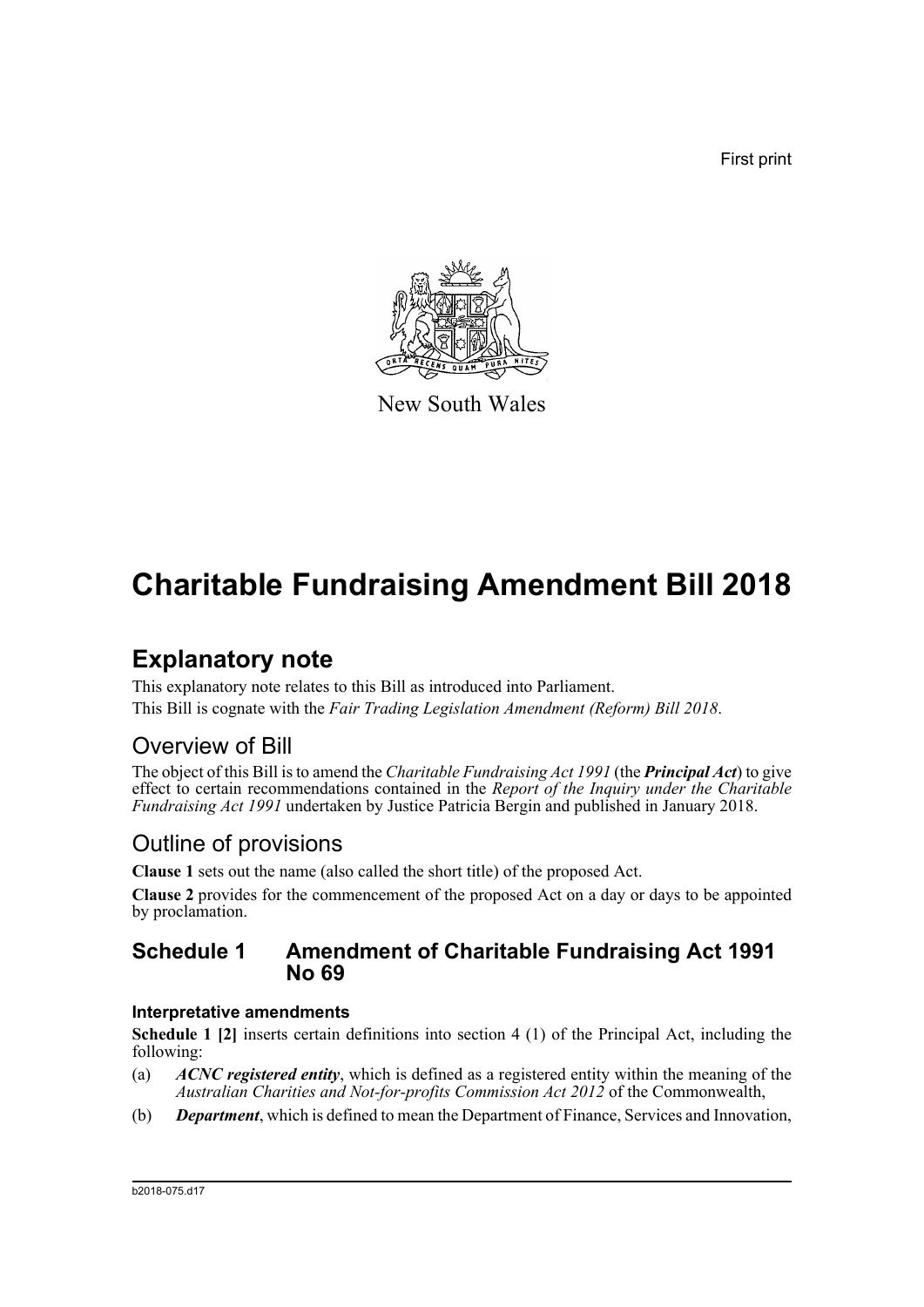First print

New South Wales

# Charitable Fundraising Amendment Bill 2018

## Explanatory note

This explanatory note relates to this Bill as introduced into Parliament.

This Bill is cognate with the *Fair Trading Legislation Amendment (Reform) Bill 2018*.

### Overview of Bill

The object of this Bill is to amend the *Charitable Fundraising Act 1991* (the ***Principal Act***) to give effect to certain recommendations contained in the *Report of the Inquiry under the Charitable Fundraising Act 1991* undertaken by Justice Patricia Bergin and published in January 2018.

### Outline of provisions

**Clause 1** sets out the name (also called the short title) of the proposed Act.

**Clause 2** provides for the commencement of the proposed Act on a day or days to be appointed by proclamation.

### Schedule 1 Amendment of Charitable Fundraising Act 1991 No 69

#### Interpretative amendments

**Schedule 1 [2]** inserts certain definitions into section 4 (1) of the Principal Act, including the following:

(a) ***ACNC registered entity***, which is defined as a registered entity within the meaning of the *Australian Charities and Not-for-profits Commission Act 2012* of the Commonwealth,

(b) ***Department***, which is defined to mean the Department of Finance, Services and Innovation,

b2018-075.d17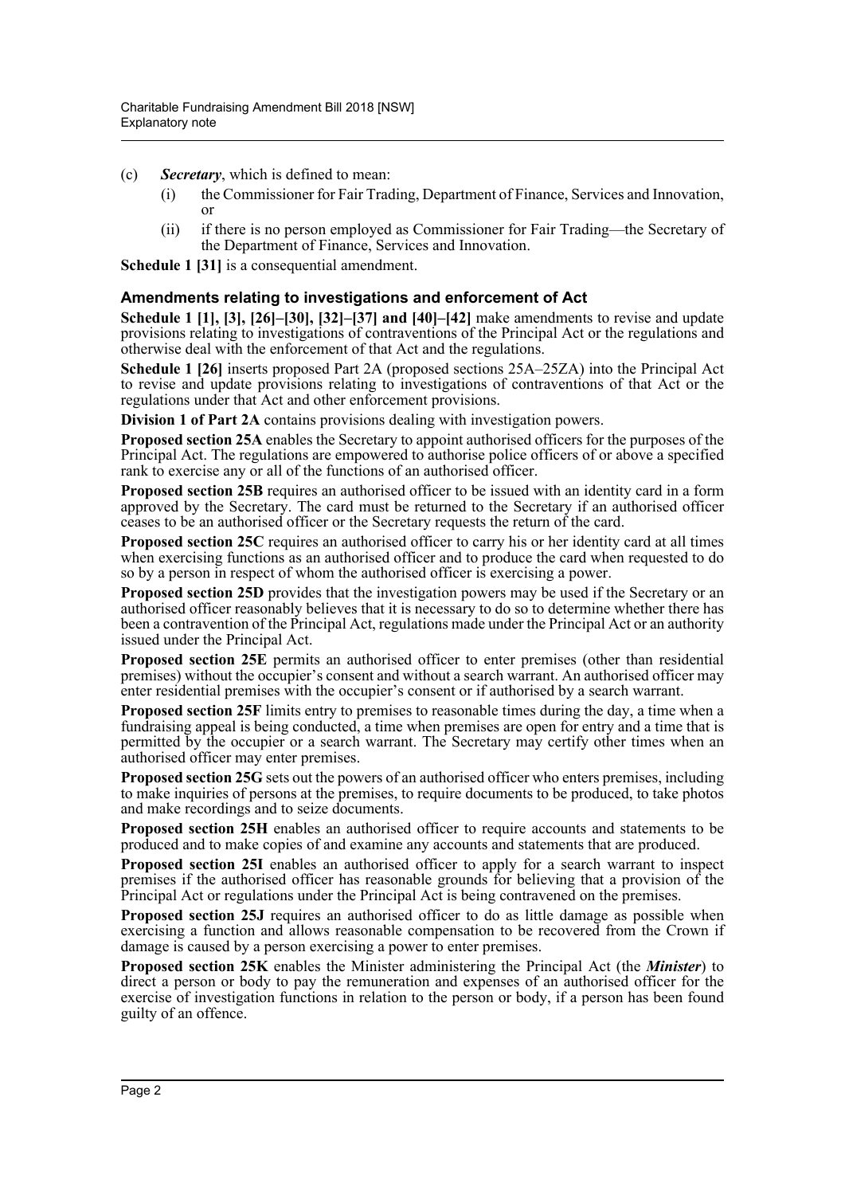(c) ***Secretary***, which is defined to mean:

   (i) the Commissioner for Fair Trading, Department of Finance, Services and Innovation, or

   (ii) if there is no person employed as Commissioner for Fair Trading—the Secretary of the Department of Finance, Services and Innovation.

**Schedule 1 [31]** is a consequential amendment.

### Amendments relating to investigations and enforcement of Act

**Schedule 1 [1], [3], [26]–[30], [32]–[37] and [40]–[42]** make amendments to revise and update provisions relating to investigations of contraventions of the Principal Act or the regulations and otherwise deal with the enforcement of that Act and the regulations.

**Schedule 1 [26]** inserts proposed Part 2A (proposed sections 25A–25ZA) into the Principal Act to revise and update provisions relating to investigations of contraventions of that Act or the regulations under that Act and other enforcement provisions.

**Division 1 of Part 2A** contains provisions dealing with investigation powers.

**Proposed section 25A** enables the Secretary to appoint authorised officers for the purposes of the Principal Act. The regulations are empowered to authorise police officers of or above a specified rank to exercise any or all of the functions of an authorised officer.

**Proposed section 25B** requires an authorised officer to be issued with an identity card in a form approved by the Secretary. The card must be returned to the Secretary if an authorised officer ceases to be an authorised officer or the Secretary requests the return of the card.

**Proposed section 25C** requires an authorised officer to carry his or her identity card at all times when exercising functions as an authorised officer and to produce the card when requested to do so by a person in respect of whom the authorised officer is exercising a power.

**Proposed section 25D** provides that the investigation powers may be used if the Secretary or an authorised officer reasonably believes that it is necessary to do so to determine whether there has been a contravention of the Principal Act, regulations made under the Principal Act or an authority issued under the Principal Act.

**Proposed section 25E** permits an authorised officer to enter premises (other than residential premises) without the occupier's consent and without a search warrant. An authorised officer may enter residential premises with the occupier's consent or if authorised by a search warrant.

**Proposed section 25F** limits entry to premises to reasonable times during the day, a time when a fundraising appeal is being conducted, a time when premises are open for entry and a time that is permitted by the occupier or a search warrant. The Secretary may certify other times when an authorised officer may enter premises.

**Proposed section 25G** sets out the powers of an authorised officer who enters premises, including to make inquiries of persons at the premises, to require documents to be produced, to take photos and make recordings and to seize documents.

**Proposed section 25H** enables an authorised officer to require accounts and statements to be produced and to make copies of and examine any accounts and statements that are produced.

**Proposed section 25I** enables an authorised officer to apply for a search warrant to inspect premises if the authorised officer has reasonable grounds for believing that a provision of the Principal Act or regulations under the Principal Act is being contravened on the premises.

**Proposed section 25J** requires an authorised officer to do as little damage as possible when exercising a function and allows reasonable compensation to be recovered from the Crown if damage is caused by a person exercising a power to enter premises.

**Proposed section 25K** enables the Minister administering the Principal Act (the ***Minister***) to direct a person or body to pay the remuneration and expenses of an authorised officer for the exercise of investigation functions in relation to the person or body, if a person has been found guilty of an offence.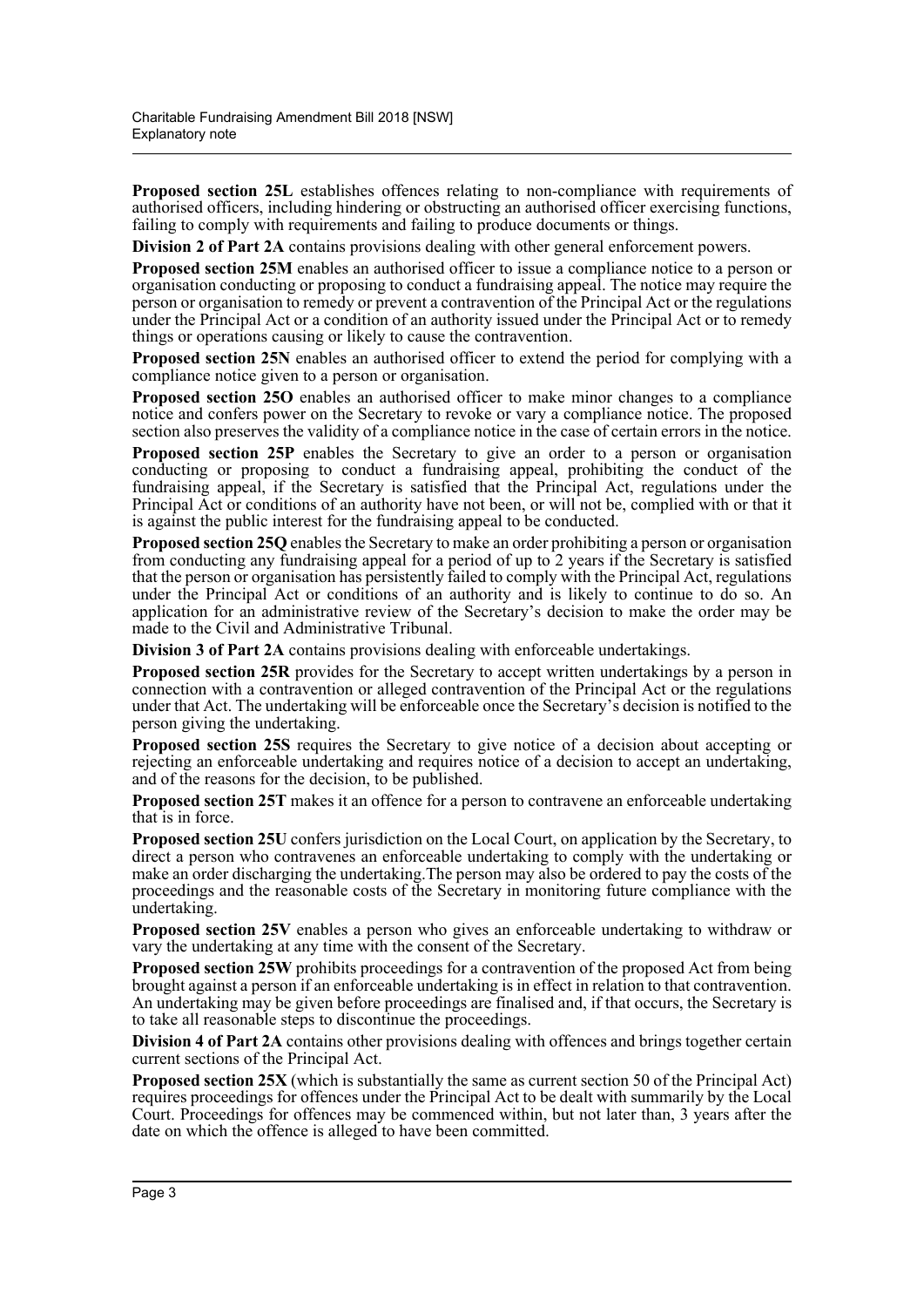**Proposed section 25L** establishes offences relating to non-compliance with requirements of authorised officers, including hindering or obstructing an authorised officer exercising functions, failing to comply with requirements and failing to produce documents or things.

**Division 2 of Part 2A** contains provisions dealing with other general enforcement powers.

**Proposed section 25M** enables an authorised officer to issue a compliance notice to a person or organisation conducting or proposing to conduct a fundraising appeal. The notice may require the person or organisation to remedy or prevent a contravention of the Principal Act or the regulations under the Principal Act or a condition of an authority issued under the Principal Act or to remedy things or operations causing or likely to cause the contravention.

**Proposed section 25N** enables an authorised officer to extend the period for complying with a compliance notice given to a person or organisation.

**Proposed section 25O** enables an authorised officer to make minor changes to a compliance notice and confers power on the Secretary to revoke or vary a compliance notice. The proposed section also preserves the validity of a compliance notice in the case of certain errors in the notice.

**Proposed section 25P** enables the Secretary to give an order to a person or organisation conducting or proposing to conduct a fundraising appeal, prohibiting the conduct of the fundraising appeal, if the Secretary is satisfied that the Principal Act, regulations under the Principal Act or conditions of an authority have not been, or will not be, complied with or that it is against the public interest for the fundraising appeal to be conducted.

**Proposed section 25Q** enables the Secretary to make an order prohibiting a person or organisation from conducting any fundraising appeal for a period of up to 2 years if the Secretary is satisfied that the person or organisation has persistently failed to comply with the Principal Act, regulations under the Principal Act or conditions of an authority and is likely to continue to do so. An application for an administrative review of the Secretary's decision to make the order may be made to the Civil and Administrative Tribunal.

**Division 3 of Part 2A** contains provisions dealing with enforceable undertakings.

**Proposed section 25R** provides for the Secretary to accept written undertakings by a person in connection with a contravention or alleged contravention of the Principal Act or the regulations under that Act. The undertaking will be enforceable once the Secretary's decision is notified to the person giving the undertaking.

**Proposed section 25S** requires the Secretary to give notice of a decision about accepting or rejecting an enforceable undertaking and requires notice of a decision to accept an undertaking, and of the reasons for the decision, to be published.

**Proposed section 25T** makes it an offence for a person to contravene an enforceable undertaking that is in force.

**Proposed section 25U** confers jurisdiction on the Local Court, on application by the Secretary, to direct a person who contravenes an enforceable undertaking to comply with the undertaking or make an order discharging the undertaking.The person may also be ordered to pay the costs of the proceedings and the reasonable costs of the Secretary in monitoring future compliance with the undertaking.

**Proposed section 25V** enables a person who gives an enforceable undertaking to withdraw or vary the undertaking at any time with the consent of the Secretary.

**Proposed section 25W** prohibits proceedings for a contravention of the proposed Act from being brought against a person if an enforceable undertaking is in effect in relation to that contravention. An undertaking may be given before proceedings are finalised and, if that occurs, the Secretary is to take all reasonable steps to discontinue the proceedings.

**Division 4 of Part 2A** contains other provisions dealing with offences and brings together certain current sections of the Principal Act.

**Proposed section 25X** (which is substantially the same as current section 50 of the Principal Act) requires proceedings for offences under the Principal Act to be dealt with summarily by the Local Court. Proceedings for offences may be commenced within, but not later than, 3 years after the date on which the offence is alleged to have been committed.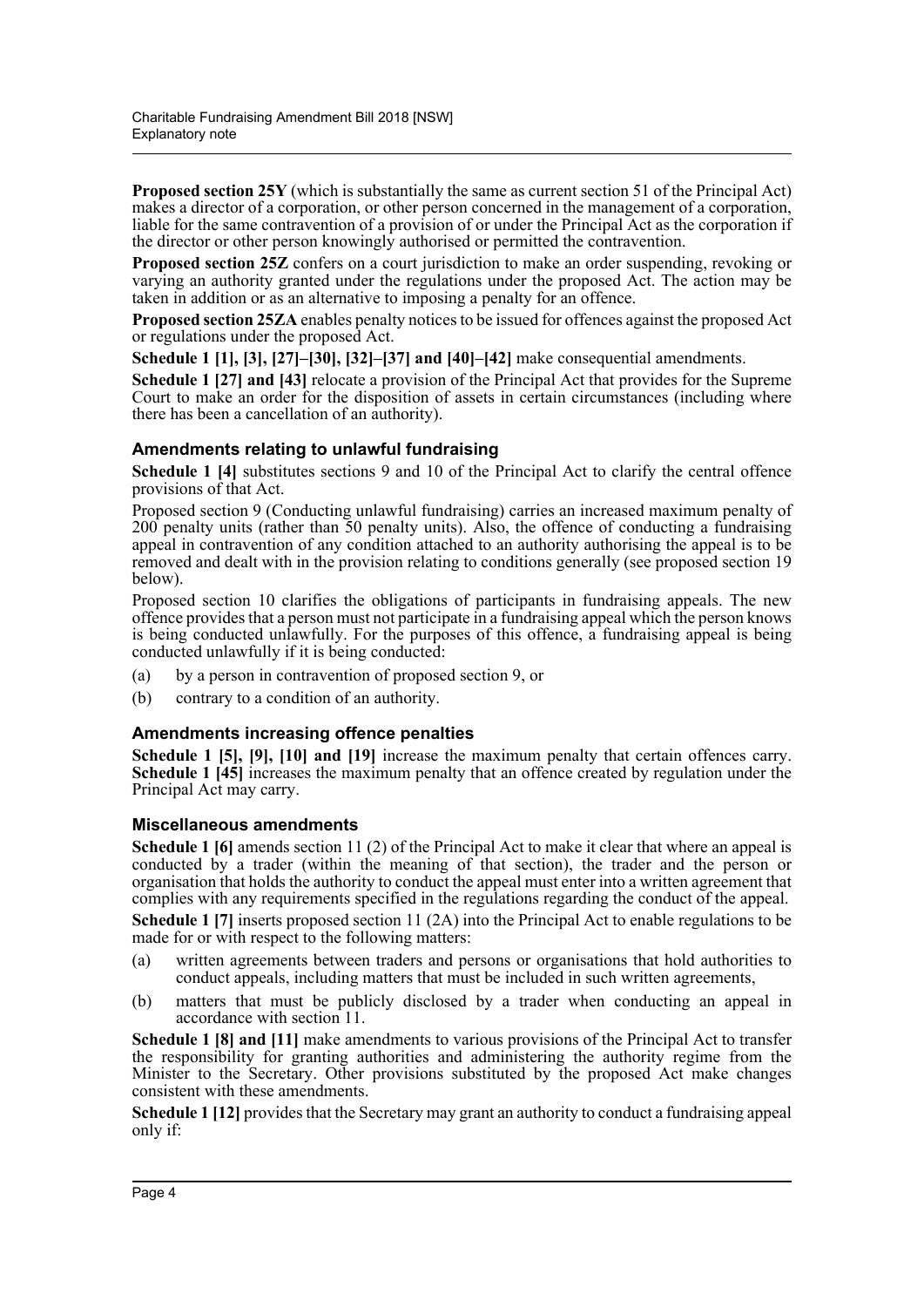**Proposed section 25Y** (which is substantially the same as current section 51 of the Principal Act) makes a director of a corporation, or other person concerned in the management of a corporation, liable for the same contravention of a provision of or under the Principal Act as the corporation if the director or other person knowingly authorised or permitted the contravention.

**Proposed section 25Z** confers on a court jurisdiction to make an order suspending, revoking or varying an authority granted under the regulations under the proposed Act. The action may be taken in addition or as an alternative to imposing a penalty for an offence.

**Proposed section 25ZA** enables penalty notices to be issued for offences against the proposed Act or regulations under the proposed Act.

**Schedule 1 [1], [3], [27]–[30], [32]–[37] and [40]–[42]** make consequential amendments.

**Schedule 1 [27] and [43]** relocate a provision of the Principal Act that provides for the Supreme Court to make an order for the disposition of assets in certain circumstances (including where there has been a cancellation of an authority).

### Amendments relating to unlawful fundraising

**Schedule 1 [4]** substitutes sections 9 and 10 of the Principal Act to clarify the central offence provisions of that Act.

Proposed section 9 (Conducting unlawful fundraising) carries an increased maximum penalty of 200 penalty units (rather than 50 penalty units). Also, the offence of conducting a fundraising appeal in contravention of any condition attached to an authority authorising the appeal is to be removed and dealt with in the provision relating to conditions generally (see proposed section 19 below).

Proposed section 10 clarifies the obligations of participants in fundraising appeals. The new offence provides that a person must not participate in a fundraising appeal which the person knows is being conducted unlawfully. For the purposes of this offence, a fundraising appeal is being conducted unlawfully if it is being conducted:

(a) by a person in contravention of proposed section 9, or

(b) contrary to a condition of an authority.

### Amendments increasing offence penalties

**Schedule 1 [5], [9], [10] and [19]** increase the maximum penalty that certain offences carry. **Schedule 1 [45]** increases the maximum penalty that an offence created by regulation under the Principal Act may carry.

### Miscellaneous amendments

**Schedule 1 [6]** amends section 11 (2) of the Principal Act to make it clear that where an appeal is conducted by a trader (within the meaning of that section), the trader and the person or organisation that holds the authority to conduct the appeal must enter into a written agreement that complies with any requirements specified in the regulations regarding the conduct of the appeal.

**Schedule 1 [7]** inserts proposed section 11 (2A) into the Principal Act to enable regulations to be made for or with respect to the following matters:

(a) written agreements between traders and persons or organisations that hold authorities to conduct appeals, including matters that must be included in such written agreements,

(b) matters that must be publicly disclosed by a trader when conducting an appeal in accordance with section 11.

**Schedule 1 [8] and [11]** make amendments to various provisions of the Principal Act to transfer the responsibility for granting authorities and administering the authority regime from the Minister to the Secretary. Other provisions substituted by the proposed Act make changes consistent with these amendments.

**Schedule 1 [12]** provides that the Secretary may grant an authority to conduct a fundraising appeal only if: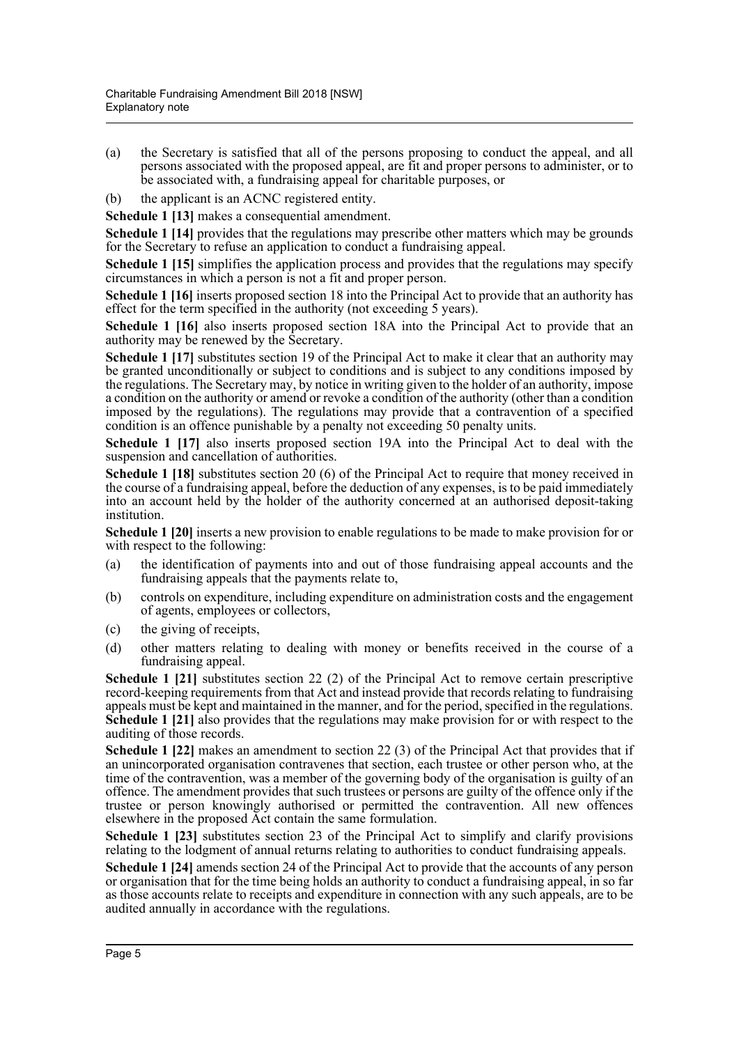(a) the Secretary is satisfied that all of the persons proposing to conduct the appeal, and all persons associated with the proposed appeal, are fit and proper persons to administer, or to be associated with, a fundraising appeal for charitable purposes, or

(b) the applicant is an ACNC registered entity.

**Schedule 1 [13]** makes a consequential amendment.

**Schedule 1 [14]** provides that the regulations may prescribe other matters which may be grounds for the Secretary to refuse an application to conduct a fundraising appeal.

**Schedule 1 [15]** simplifies the application process and provides that the regulations may specify circumstances in which a person is not a fit and proper person.

**Schedule 1 [16]** inserts proposed section 18 into the Principal Act to provide that an authority has effect for the term specified in the authority (not exceeding 5 years).

**Schedule 1 [16]** also inserts proposed section 18A into the Principal Act to provide that an authority may be renewed by the Secretary.

**Schedule 1 [17]** substitutes section 19 of the Principal Act to make it clear that an authority may be granted unconditionally or subject to conditions and is subject to any conditions imposed by the regulations. The Secretary may, by notice in writing given to the holder of an authority, impose a condition on the authority or amend or revoke a condition of the authority (other than a condition imposed by the regulations). The regulations may provide that a contravention of a specified condition is an offence punishable by a penalty not exceeding 50 penalty units.

**Schedule 1 [17]** also inserts proposed section 19A into the Principal Act to deal with the suspension and cancellation of authorities.

**Schedule 1 [18]** substitutes section 20 (6) of the Principal Act to require that money received in the course of a fundraising appeal, before the deduction of any expenses, is to be paid immediately into an account held by the holder of the authority concerned at an authorised deposit-taking institution.

**Schedule 1 [20]** inserts a new provision to enable regulations to be made to make provision for or with respect to the following:

(a) the identification of payments into and out of those fundraising appeal accounts and the fundraising appeals that the payments relate to,

(b) controls on expenditure, including expenditure on administration costs and the engagement of agents, employees or collectors,

(c) the giving of receipts,

(d) other matters relating to dealing with money or benefits received in the course of a fundraising appeal.

**Schedule 1 [21]** substitutes section 22 (2) of the Principal Act to remove certain prescriptive record-keeping requirements from that Act and instead provide that records relating to fundraising appeals must be kept and maintained in the manner, and for the period, specified in the regulations. **Schedule 1 [21]** also provides that the regulations may make provision for or with respect to the auditing of those records.

**Schedule 1 [22]** makes an amendment to section 22 (3) of the Principal Act that provides that if an unincorporated organisation contravenes that section, each trustee or other person who, at the time of the contravention, was a member of the governing body of the organisation is guilty of an offence. The amendment provides that such trustees or persons are guilty of the offence only if the trustee or person knowingly authorised or permitted the contravention. All new offences elsewhere in the proposed Act contain the same formulation.

**Schedule 1 [23]** substitutes section 23 of the Principal Act to simplify and clarify provisions relating to the lodgment of annual returns relating to authorities to conduct fundraising appeals.

**Schedule 1 [24]** amends section 24 of the Principal Act to provide that the accounts of any person or organisation that for the time being holds an authority to conduct a fundraising appeal, in so far as those accounts relate to receipts and expenditure in connection with any such appeals, are to be audited annually in accordance with the regulations.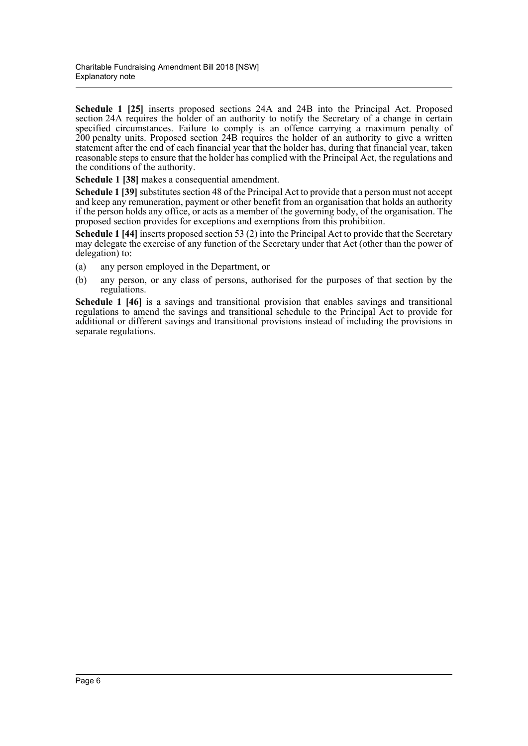**Schedule 1 [25]** inserts proposed sections 24A and 24B into the Principal Act. Proposed section 24A requires the holder of an authority to notify the Secretary of a change in certain specified circumstances. Failure to comply is an offence carrying a maximum penalty of 200 penalty units. Proposed section 24B requires the holder of an authority to give a written statement after the end of each financial year that the holder has, during that financial year, taken reasonable steps to ensure that the holder has complied with the Principal Act, the regulations and the conditions of the authority.

**Schedule 1 [38]** makes a consequential amendment.

**Schedule 1 [39]** substitutes section 48 of the Principal Act to provide that a person must not accept and keep any remuneration, payment or other benefit from an organisation that holds an authority if the person holds any office, or acts as a member of the governing body, of the organisation. The proposed section provides for exceptions and exemptions from this prohibition.

**Schedule 1 [44]** inserts proposed section 53 (2) into the Principal Act to provide that the Secretary may delegate the exercise of any function of the Secretary under that Act (other than the power of delegation) to:

(a) any person employed in the Department, or

(b) any person, or any class of persons, authorised for the purposes of that section by the regulations.

**Schedule 1 [46]** is a savings and transitional provision that enables savings and transitional regulations to amend the savings and transitional schedule to the Principal Act to provide for additional or different savings and transitional provisions instead of including the provisions in separate regulations.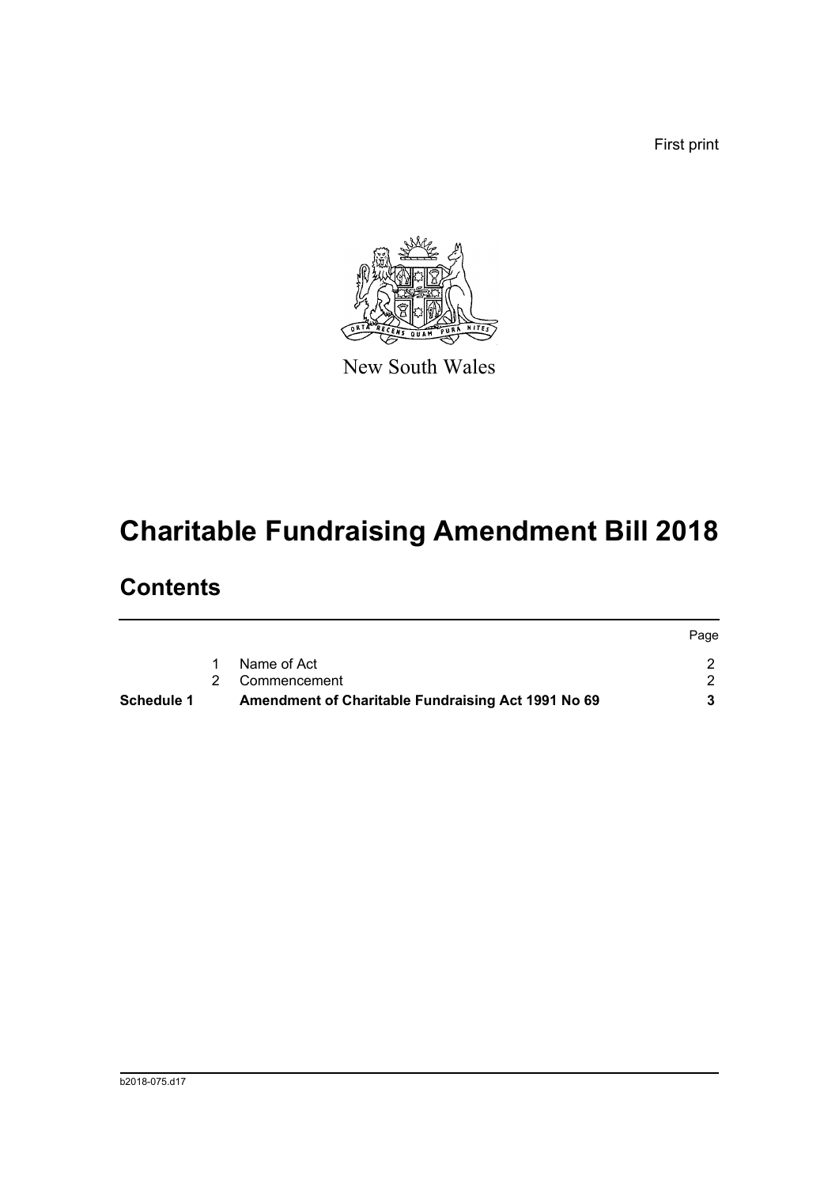First print

New South Wales

# Charitable Fundraising Amendment Bill 2018

## Contents

| | | | Page |
|---|---|---|---|
| | 1 | Name of Act | 2 |
| | 2 | Commencement | 2 |
| **Schedule 1** | | **Amendment of Charitable Fundraising Act 1991 No 69** | **3** |

b2018-075.d17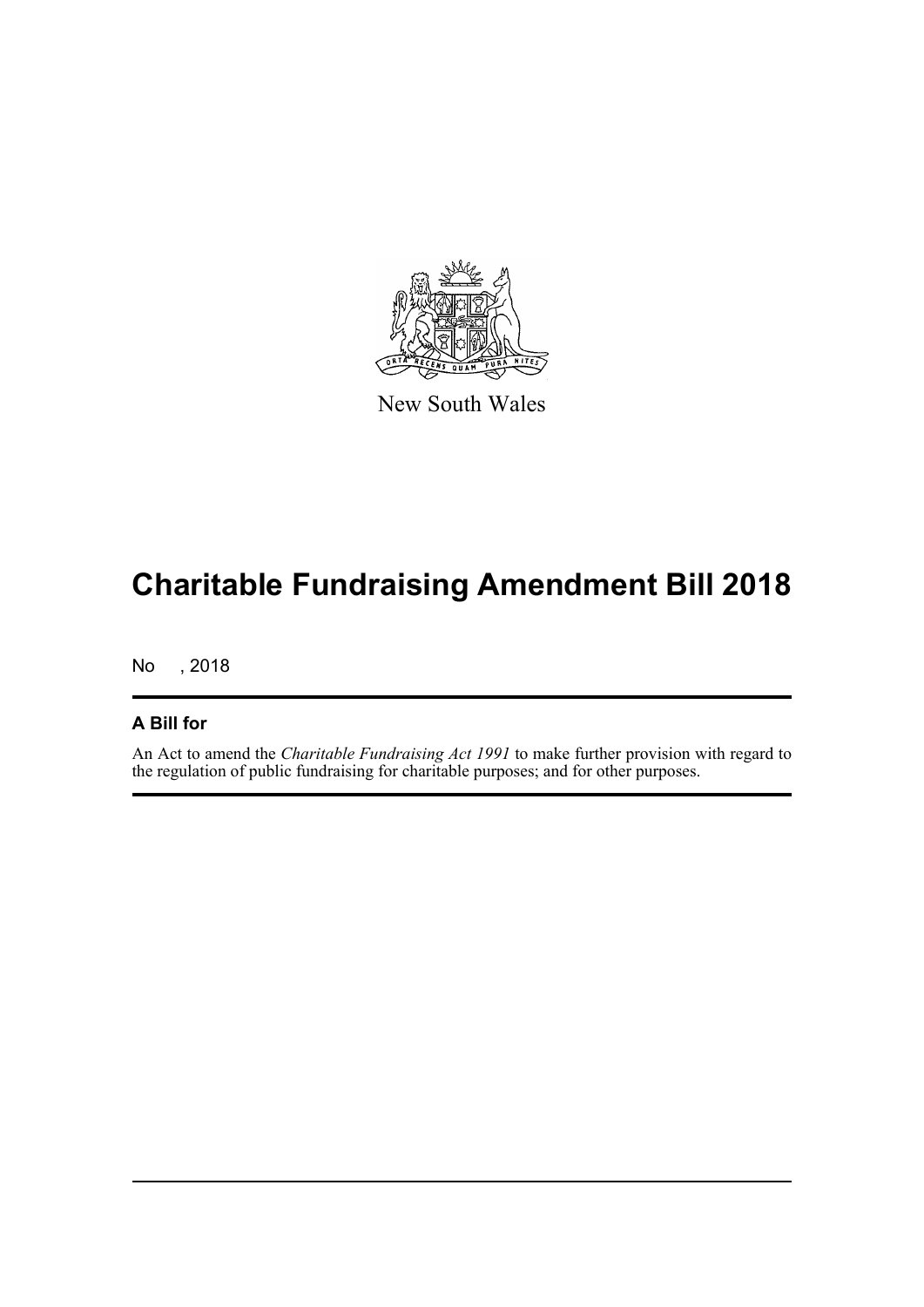New South Wales

# Charitable Fundraising Amendment Bill 2018

No , 2018

## A Bill for

An Act to amend the *Charitable Fundraising Act 1991* to make further provision with regard to the regulation of public fundraising for charitable purposes; and for other purposes.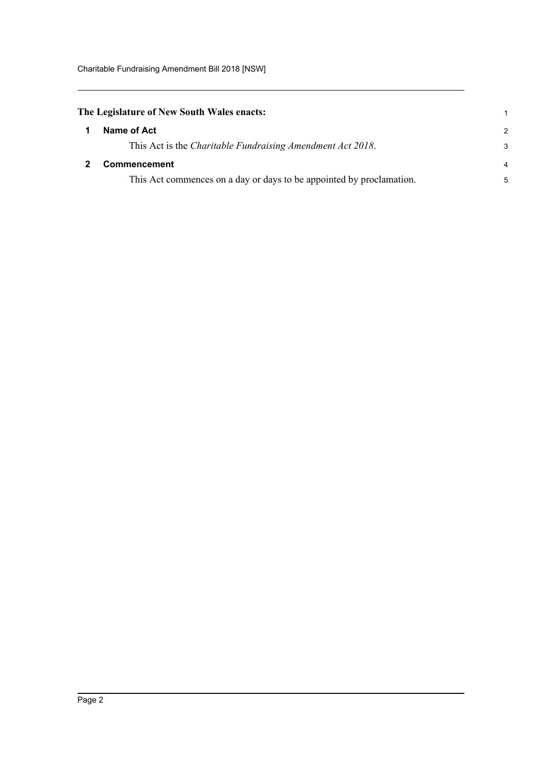**The Legislature of New South Wales enacts:**

## 1 Name of Act

This Act is the *Charitable Fundraising Amendment Act 2018*.

## 2 Commencement

This Act commences on a day or days to be appointed by proclamation.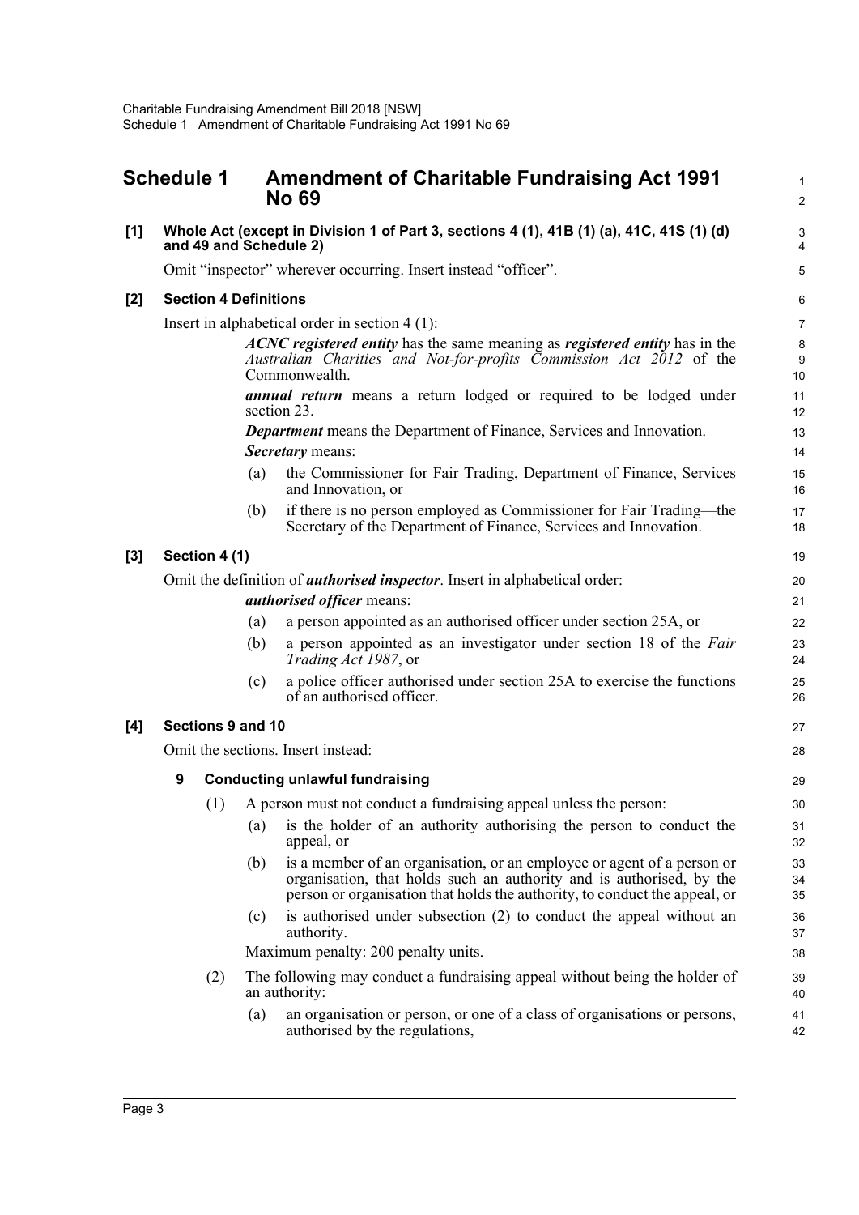# Schedule 1 Amendment of Charitable Fundraising Act 1991 No 69

**[1] Whole Act (except in Division 1 of Part 3, sections 4 (1), 41B (1) (a), 41C, 41S (1) (d) and 49 and Schedule 2)**

Omit "inspector" wherever occurring. Insert instead "officer".

**[2] Section 4 Definitions**

Insert in alphabetical order in section 4 (1):

> ***ACNC registered entity*** has the same meaning as ***registered entity*** has in the *Australian Charities and Not-for-profits Commission Act 2012* of the Commonwealth.
>
> ***annual return*** means a return lodged or required to be lodged under section 23.
>
> ***Department*** means the Department of Finance, Services and Innovation.
>
> ***Secretary*** means:
>
> (a) the Commissioner for Fair Trading, Department of Finance, Services and Innovation, or
>
> (b) if there is no person employed as Commissioner for Fair Trading—the Secretary of the Department of Finance, Services and Innovation.

**[3] Section 4 (1)**

Omit the definition of ***authorised inspector***. Insert in alphabetical order:

> ***authorised officer*** means:
>
> (a) a person appointed as an authorised officer under section 25A, or
>
> (b) a person appointed as an investigator under section 18 of the *Fair Trading Act 1987*, or
>
> (c) a police officer authorised under section 25A to exercise the functions of an authorised officer.

**[4] Sections 9 and 10**

Omit the sections. Insert instead:

> **9 Conducting unlawful fundraising**
>
> (1) A person must not conduct a fundraising appeal unless the person:
>
> (a) is the holder of an authority authorising the person to conduct the appeal, or
>
> (b) is a member of an organisation, or an employee or agent of a person or organisation, that holds such an authority and is authorised, by the person or organisation that holds the authority, to conduct the appeal, or
>
> (c) is authorised under subsection (2) to conduct the appeal without an authority.
>
> Maximum penalty: 200 penalty units.
>
> (2) The following may conduct a fundraising appeal without being the holder of an authority:
>
> (a) an organisation or person, or one of a class of organisations or persons, authorised by the regulations,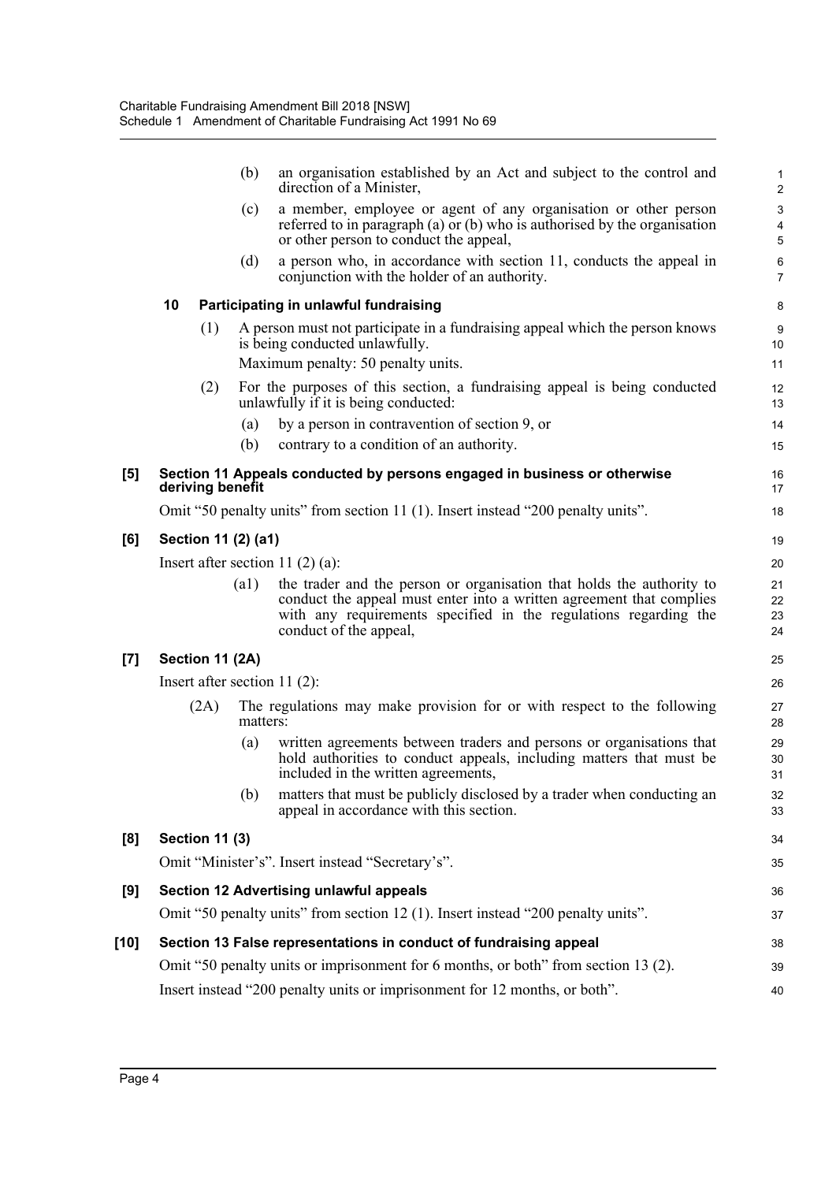(b) an organisation established by an Act and subject to the control and direction of a Minister,

(c) a member, employee or agent of any organisation or other person referred to in paragraph (a) or (b) who is authorised by the organisation or other person to conduct the appeal,

(d) a person who, in accordance with section 11, conducts the appeal in conjunction with the holder of an authority.

**10 Participating in unlawful fundraising**

(1) A person must not participate in a fundraising appeal which the person knows is being conducted unlawfully.

Maximum penalty: 50 penalty units.

(2) For the purposes of this section, a fundraising appeal is being conducted unlawfully if it is being conducted:

(a) by a person in contravention of section 9, or

(b) contrary to a condition of an authority.

**[5] Section 11 Appeals conducted by persons engaged in business or otherwise deriving benefit**

Omit "50 penalty units" from section 11 (1). Insert instead "200 penalty units".

**[6] Section 11 (2) (a1)**

Insert after section 11 (2) (a):

(a1) the trader and the person or organisation that holds the authority to conduct the appeal must enter into a written agreement that complies with any requirements specified in the regulations regarding the conduct of the appeal,

**[7] Section 11 (2A)**

Insert after section 11 (2):

(2A) The regulations may make provision for or with respect to the following matters:

(a) written agreements between traders and persons or organisations that hold authorities to conduct appeals, including matters that must be included in the written agreements,

(b) matters that must be publicly disclosed by a trader when conducting an appeal in accordance with this section.

**[8] Section 11 (3)**

Omit "Minister's". Insert instead "Secretary's".

**[9] Section 12 Advertising unlawful appeals**

Omit "50 penalty units" from section 12 (1). Insert instead "200 penalty units".

**[10] Section 13 False representations in conduct of fundraising appeal**

Omit "50 penalty units or imprisonment for 6 months, or both" from section 13 (2).

Insert instead "200 penalty units or imprisonment for 12 months, or both".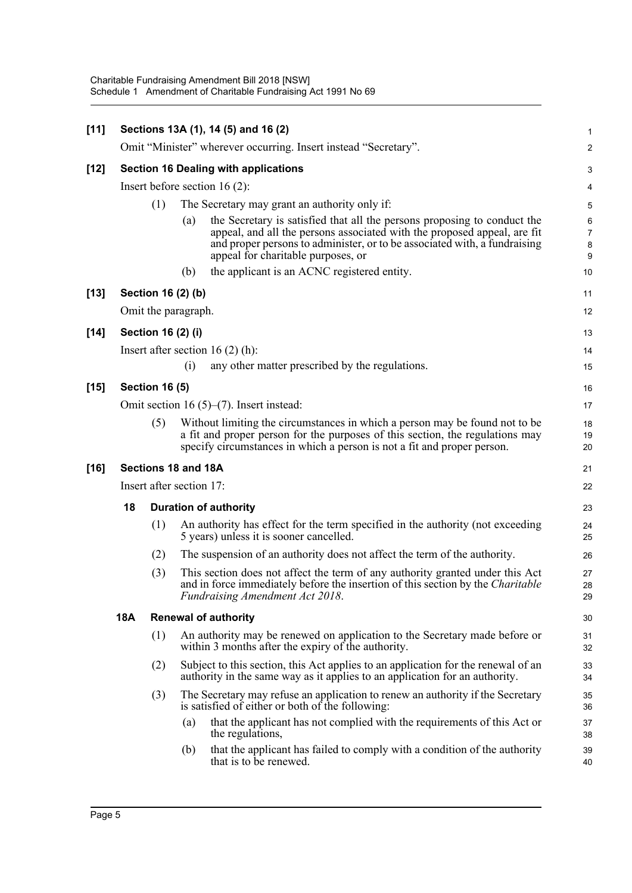**[11] Sections 13A (1), 14 (5) and 16 (2)**

Omit "Minister" wherever occurring. Insert instead "Secretary".

**[12] Section 16 Dealing with applications**

Insert before section 16 (2):

(1) The Secretary may grant an authority only if:

(a) the Secretary is satisfied that all the persons proposing to conduct the appeal, and all the persons associated with the proposed appeal, are fit and proper persons to administer, or to be associated with, a fundraising appeal for charitable purposes, or

(b) the applicant is an ACNC registered entity.

**[13] Section 16 (2) (b)**

Omit the paragraph.

**[14] Section 16 (2) (i)**

Insert after section 16 (2) (h):

(i) any other matter prescribed by the regulations.

**[15] Section 16 (5)**

Omit section 16 (5)–(7). Insert instead:

(5) Without limiting the circumstances in which a person may be found not to be a fit and proper person for the purposes of this section, the regulations may specify circumstances in which a person is not a fit and proper person.

**[16] Sections 18 and 18A**

Insert after section 17:

**18 Duration of authority**

(1) An authority has effect for the term specified in the authority (not exceeding 5 years) unless it is sooner cancelled.

(2) The suspension of an authority does not affect the term of the authority.

(3) This section does not affect the term of any authority granted under this Act and in force immediately before the insertion of this section by the *Charitable Fundraising Amendment Act 2018*.

**18A Renewal of authority**

(1) An authority may be renewed on application to the Secretary made before or within 3 months after the expiry of the authority.

(2) Subject to this section, this Act applies to an application for the renewal of an authority in the same way as it applies to an application for an authority.

(3) The Secretary may refuse an application to renew an authority if the Secretary is satisfied of either or both of the following:

(a) that the applicant has not complied with the requirements of this Act or the regulations,

(b) that the applicant has failed to comply with a condition of the authority that is to be renewed.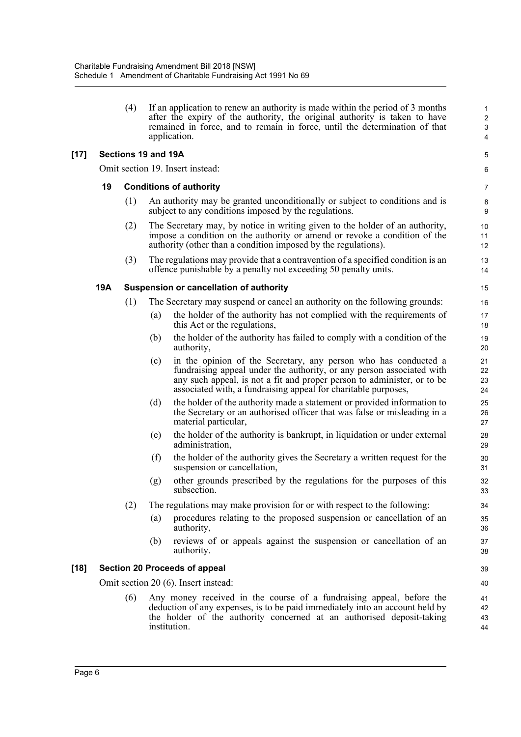(4) If an application to renew an authority is made within the period of 3 months after the expiry of the authority, the original authority is taken to have remained in force, and to remain in force, until the determination of that application.

**[17] Sections 19 and 19A**

Omit section 19. Insert instead:

**19 Conditions of authority**

(1) An authority may be granted unconditionally or subject to conditions and is subject to any conditions imposed by the regulations.

(2) The Secretary may, by notice in writing given to the holder of an authority, impose a condition on the authority or amend or revoke a condition of the authority (other than a condition imposed by the regulations).

(3) The regulations may provide that a contravention of a specified condition is an offence punishable by a penalty not exceeding 50 penalty units.

**19A Suspension or cancellation of authority**

(1) The Secretary may suspend or cancel an authority on the following grounds:

(a) the holder of the authority has not complied with the requirements of this Act or the regulations,

(b) the holder of the authority has failed to comply with a condition of the authority,

(c) in the opinion of the Secretary, any person who has conducted a fundraising appeal under the authority, or any person associated with any such appeal, is not a fit and proper person to administer, or to be associated with, a fundraising appeal for charitable purposes,

(d) the holder of the authority made a statement or provided information to the Secretary or an authorised officer that was false or misleading in a material particular,

(e) the holder of the authority is bankrupt, in liquidation or under external administration,

(f) the holder of the authority gives the Secretary a written request for the suspension or cancellation,

(g) other grounds prescribed by the regulations for the purposes of this subsection.

(2) The regulations may make provision for or with respect to the following:

(a) procedures relating to the proposed suspension or cancellation of an authority,

(b) reviews of or appeals against the suspension or cancellation of an authority.

**[18] Section 20 Proceeds of appeal**

Omit section 20 (6). Insert instead:

(6) Any money received in the course of a fundraising appeal, before the deduction of any expenses, is to be paid immediately into an account held by the holder of the authority concerned at an authorised deposit-taking institution.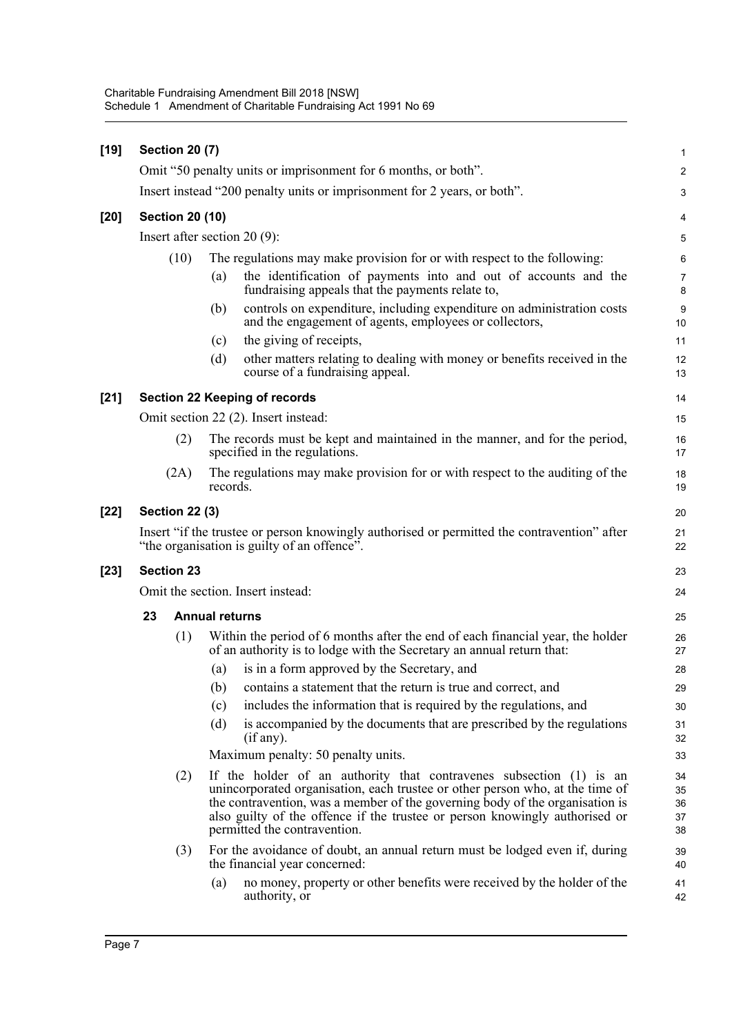**[19] Section 20 (7)**

Omit "50 penalty units or imprisonment for 6 months, or both".

Insert instead "200 penalty units or imprisonment for 2 years, or both".

**[20] Section 20 (10)**

Insert after section 20 (9):

(10) The regulations may make provision for or with respect to the following:

- (a) the identification of payments into and out of accounts and the fundraising appeals that the payments relate to,
- (b) controls on expenditure, including expenditure on administration costs and the engagement of agents, employees or collectors,
- (c) the giving of receipts,
- (d) other matters relating to dealing with money or benefits received in the course of a fundraising appeal.

**[21] Section 22 Keeping of records**

Omit section 22 (2). Insert instead:

(2) The records must be kept and maintained in the manner, and for the period, specified in the regulations.

(2A) The regulations may make provision for or with respect to the auditing of the records.

**[22] Section 22 (3)**

Insert "if the trustee or person knowingly authorised or permitted the contravention" after "the organisation is guilty of an offence".

**[23] Section 23**

Omit the section. Insert instead:

**23 Annual returns**

(1) Within the period of 6 months after the end of each financial year, the holder of an authority is to lodge with the Secretary an annual return that:

- (a) is in a form approved by the Secretary, and
- (b) contains a statement that the return is true and correct, and
- (c) includes the information that is required by the regulations, and
- (d) is accompanied by the documents that are prescribed by the regulations (if any).

Maximum penalty: 50 penalty units.

(2) If the holder of an authority that contravenes subsection (1) is an unincorporated organisation, each trustee or other person who, at the time of the contravention, was a member of the governing body of the organisation is also guilty of the offence if the trustee or person knowingly authorised or permitted the contravention.

(3) For the avoidance of doubt, an annual return must be lodged even if, during the financial year concerned:

- (a) no money, property or other benefits were received by the holder of the authority, or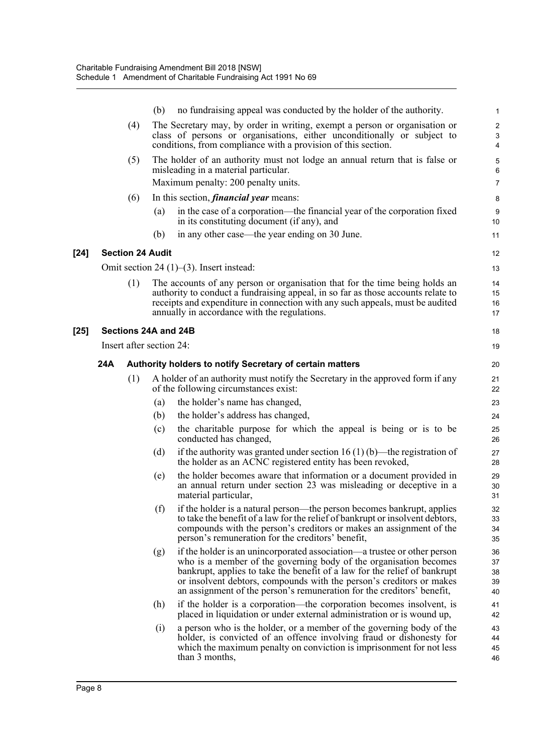(b) no fundraising appeal was conducted by the holder of the authority.

(4) The Secretary may, by order in writing, exempt a person or organisation or class of persons or organisations, either unconditionally or subject to conditions, from compliance with a provision of this section.

(5) The holder of an authority must not lodge an annual return that is false or misleading in a material particular.

Maximum penalty: 200 penalty units.

(6) In this section, ***financial year*** means:

(a) in the case of a corporation—the financial year of the corporation fixed in its constituting document (if any), and

(b) in any other case—the year ending on 30 June.

### [24] Section 24 Audit

Omit section 24 (1)–(3). Insert instead:

(1) The accounts of any person or organisation that for the time being holds an authority to conduct a fundraising appeal, in so far as those accounts relate to receipts and expenditure in connection with any such appeals, must be audited annually in accordance with the regulations.

### [25] Sections 24A and 24B

Insert after section 24:

#### 24A Authority holders to notify Secretary of certain matters

(1) A holder of an authority must notify the Secretary in the approved form if any of the following circumstances exist:

(a) the holder's name has changed,

(b) the holder's address has changed,

(c) the charitable purpose for which the appeal is being or is to be conducted has changed,

(d) if the authority was granted under section 16 (1) (b)—the registration of the holder as an ACNC registered entity has been revoked,

(e) the holder becomes aware that information or a document provided in an annual return under section 23 was misleading or deceptive in a material particular,

(f) if the holder is a natural person—the person becomes bankrupt, applies to take the benefit of a law for the relief of bankrupt or insolvent debtors, compounds with the person's creditors or makes an assignment of the person's remuneration for the creditors' benefit,

(g) if the holder is an unincorporated association—a trustee or other person who is a member of the governing body of the organisation becomes bankrupt, applies to take the benefit of a law for the relief of bankrupt or insolvent debtors, compounds with the person's creditors or makes an assignment of the person's remuneration for the creditors' benefit,

(h) if the holder is a corporation—the corporation becomes insolvent, is placed in liquidation or under external administration or is wound up,

(i) a person who is the holder, or a member of the governing body of the holder, is convicted of an offence involving fraud or dishonesty for which the maximum penalty on conviction is imprisonment for not less than 3 months,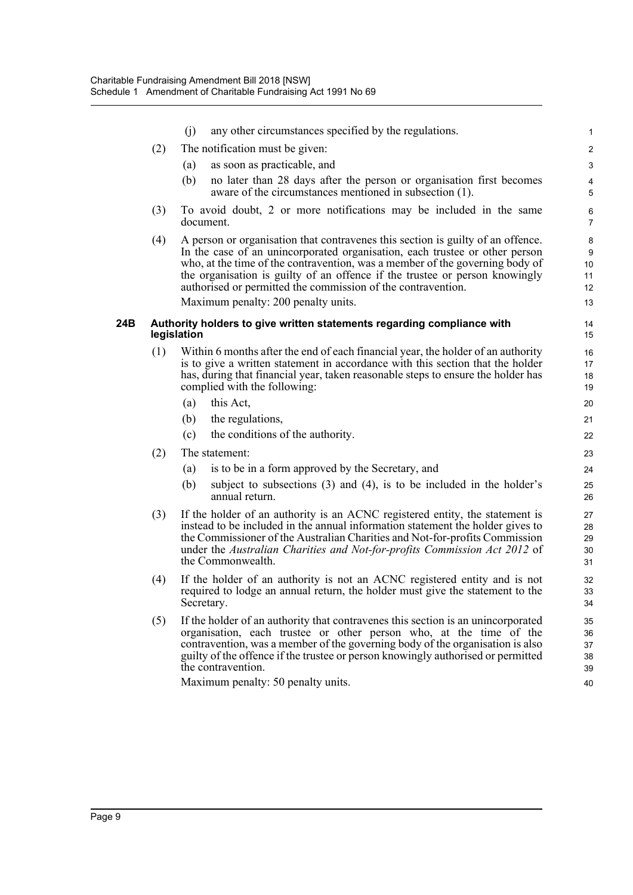(j) any other circumstances specified by the regulations.

(2) The notification must be given:

(a) as soon as practicable, and

(b) no later than 28 days after the person or organisation first becomes aware of the circumstances mentioned in subsection (1).

(3) To avoid doubt, 2 or more notifications may be included in the same document.

(4) A person or organisation that contravenes this section is guilty of an offence. In the case of an unincorporated organisation, each trustee or other person who, at the time of the contravention, was a member of the governing body of the organisation is guilty of an offence if the trustee or person knowingly authorised or permitted the commission of the contravention.

Maximum penalty: 200 penalty units.

### 24B Authority holders to give written statements regarding compliance with legislation

(1) Within 6 months after the end of each financial year, the holder of an authority is to give a written statement in accordance with this section that the holder has, during that financial year, taken reasonable steps to ensure the holder has complied with the following:

(a) this Act,

(b) the regulations,

(c) the conditions of the authority.

(2) The statement:

(a) is to be in a form approved by the Secretary, and

(b) subject to subsections (3) and (4), is to be included in the holder's annual return.

(3) If the holder of an authority is an ACNC registered entity, the statement is instead to be included in the annual information statement the holder gives to the Commissioner of the Australian Charities and Not-for-profits Commission under the *Australian Charities and Not-for-profits Commission Act 2012* of the Commonwealth.

(4) If the holder of an authority is not an ACNC registered entity and is not required to lodge an annual return, the holder must give the statement to the Secretary.

(5) If the holder of an authority that contravenes this section is an unincorporated organisation, each trustee or other person who, at the time of the contravention, was a member of the governing body of the organisation is also guilty of the offence if the trustee or person knowingly authorised or permitted the contravention.

Maximum penalty: 50 penalty units.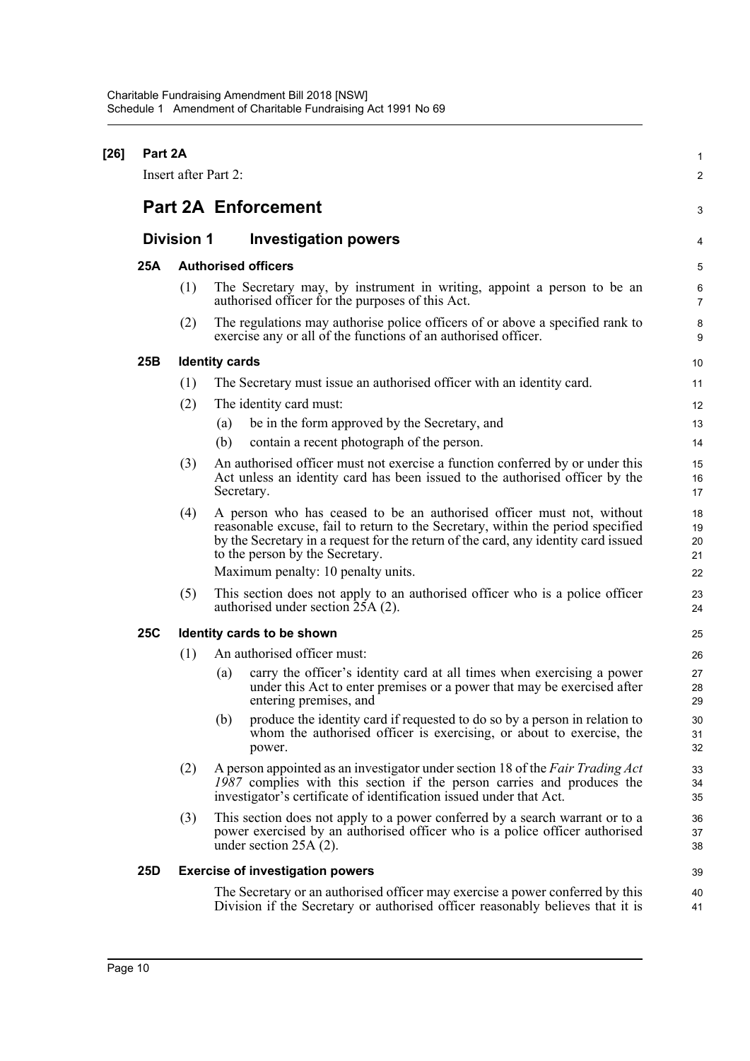**[26] Part 2A**

Insert after Part 2:

# Part 2A Enforcement

## Division 1 Investigation powers

### 25A Authorised officers

(1) The Secretary may, by instrument in writing, appoint a person to be an authorised officer for the purposes of this Act.

(2) The regulations may authorise police officers of or above a specified rank to exercise any or all of the functions of an authorised officer.

### 25B Identity cards

(1) The Secretary must issue an authorised officer with an identity card.

(2) The identity card must:

- (a) be in the form approved by the Secretary, and
- (b) contain a recent photograph of the person.

(3) An authorised officer must not exercise a function conferred by or under this Act unless an identity card has been issued to the authorised officer by the Secretary.

(4) A person who has ceased to be an authorised officer must not, without reasonable excuse, fail to return to the Secretary, within the period specified by the Secretary in a request for the return of the card, any identity card issued to the person by the Secretary.

Maximum penalty: 10 penalty units.

(5) This section does not apply to an authorised officer who is a police officer authorised under section 25A (2).

### 25C Identity cards to be shown

(1) An authorised officer must:

- (a) carry the officer's identity card at all times when exercising a power under this Act to enter premises or a power that may be exercised after entering premises, and
- (b) produce the identity card if requested to do so by a person in relation to whom the authorised officer is exercising, or about to exercise, the power.

(2) A person appointed as an investigator under section 18 of the *Fair Trading Act 1987* complies with this section if the person carries and produces the investigator's certificate of identification issued under that Act.

(3) This section does not apply to a power conferred by a search warrant or to a power exercised by an authorised officer who is a police officer authorised under section 25A (2).

### 25D Exercise of investigation powers

The Secretary or an authorised officer may exercise a power conferred by this Division if the Secretary or authorised officer reasonably believes that it is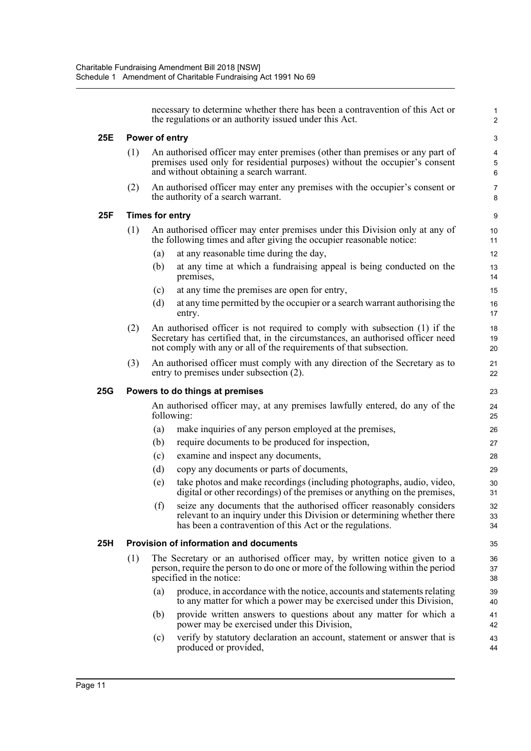necessary to determine whether there has been a contravention of this Act or the regulations or an authority issued under this Act.

### 25E Power of entry

(1) An authorised officer may enter premises (other than premises or any part of premises used only for residential purposes) without the occupier's consent and without obtaining a search warrant.

(2) An authorised officer may enter any premises with the occupier's consent or the authority of a search warrant.

### 25F Times for entry

(1) An authorised officer may enter premises under this Division only at any of the following times and after giving the occupier reasonable notice:

- (a) at any reasonable time during the day,
- (b) at any time at which a fundraising appeal is being conducted on the premises,
- (c) at any time the premises are open for entry,
- (d) at any time permitted by the occupier or a search warrant authorising the entry.

(2) An authorised officer is not required to comply with subsection (1) if the Secretary has certified that, in the circumstances, an authorised officer need not comply with any or all of the requirements of that subsection.

(3) An authorised officer must comply with any direction of the Secretary as to entry to premises under subsection (2).

### 25G Powers to do things at premises

An authorised officer may, at any premises lawfully entered, do any of the following:

- (a) make inquiries of any person employed at the premises,
- (b) require documents to be produced for inspection,
- (c) examine and inspect any documents,
- (d) copy any documents or parts of documents,
- (e) take photos and make recordings (including photographs, audio, video, digital or other recordings) of the premises or anything on the premises,
- (f) seize any documents that the authorised officer reasonably considers relevant to an inquiry under this Division or determining whether there has been a contravention of this Act or the regulations.

### 25H Provision of information and documents

(1) The Secretary or an authorised officer may, by written notice given to a person, require the person to do one or more of the following within the period specified in the notice:

- (a) produce, in accordance with the notice, accounts and statements relating to any matter for which a power may be exercised under this Division,
- (b) provide written answers to questions about any matter for which a power may be exercised under this Division,
- (c) verify by statutory declaration an account, statement or answer that is produced or provided,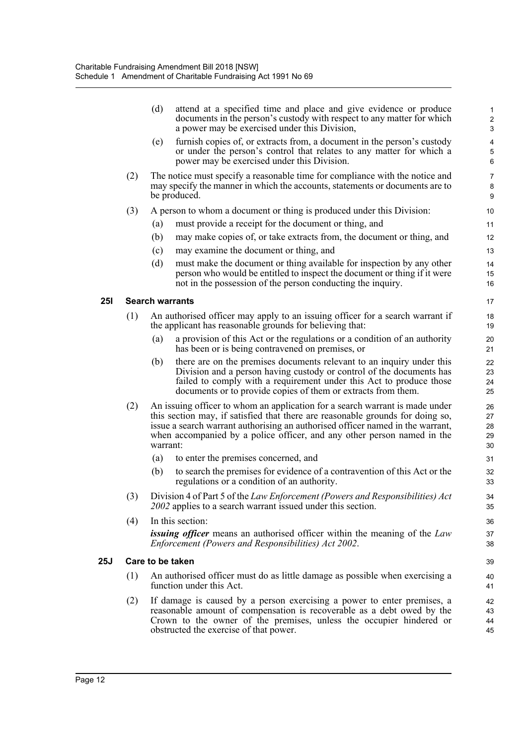(d) attend at a specified time and place and give evidence or produce documents in the person's custody with respect to any matter for which a power may be exercised under this Division,

(e) furnish copies of, or extracts from, a document in the person's custody or under the person's control that relates to any matter for which a power may be exercised under this Division.

(2) The notice must specify a reasonable time for compliance with the notice and may specify the manner in which the accounts, statements or documents are to be produced.

(3) A person to whom a document or thing is produced under this Division:

(a) must provide a receipt for the document or thing, and

(b) may make copies of, or take extracts from, the document or thing, and

(c) may examine the document or thing, and

(d) must make the document or thing available for inspection by any other person who would be entitled to inspect the document or thing if it were not in the possession of the person conducting the inquiry.

**25I Search warrants**

(1) An authorised officer may apply to an issuing officer for a search warrant if the applicant has reasonable grounds for believing that:

(a) a provision of this Act or the regulations or a condition of an authority has been or is being contravened on premises, or

(b) there are on the premises documents relevant to an inquiry under this Division and a person having custody or control of the documents has failed to comply with a requirement under this Act to produce those documents or to provide copies of them or extracts from them.

(2) An issuing officer to whom an application for a search warrant is made under this section may, if satisfied that there are reasonable grounds for doing so, issue a search warrant authorising an authorised officer named in the warrant, when accompanied by a police officer, and any other person named in the warrant:

(a) to enter the premises concerned, and

(b) to search the premises for evidence of a contravention of this Act or the regulations or a condition of an authority.

(3) Division 4 of Part 5 of the *Law Enforcement (Powers and Responsibilities) Act 2002* applies to a search warrant issued under this section.

(4) In this section:

***issuing officer*** means an authorised officer within the meaning of the *Law Enforcement (Powers and Responsibilities) Act 2002*.

**25J Care to be taken**

(1) An authorised officer must do as little damage as possible when exercising a function under this Act.

(2) If damage is caused by a person exercising a power to enter premises, a reasonable amount of compensation is recoverable as a debt owed by the Crown to the owner of the premises, unless the occupier hindered or obstructed the exercise of that power.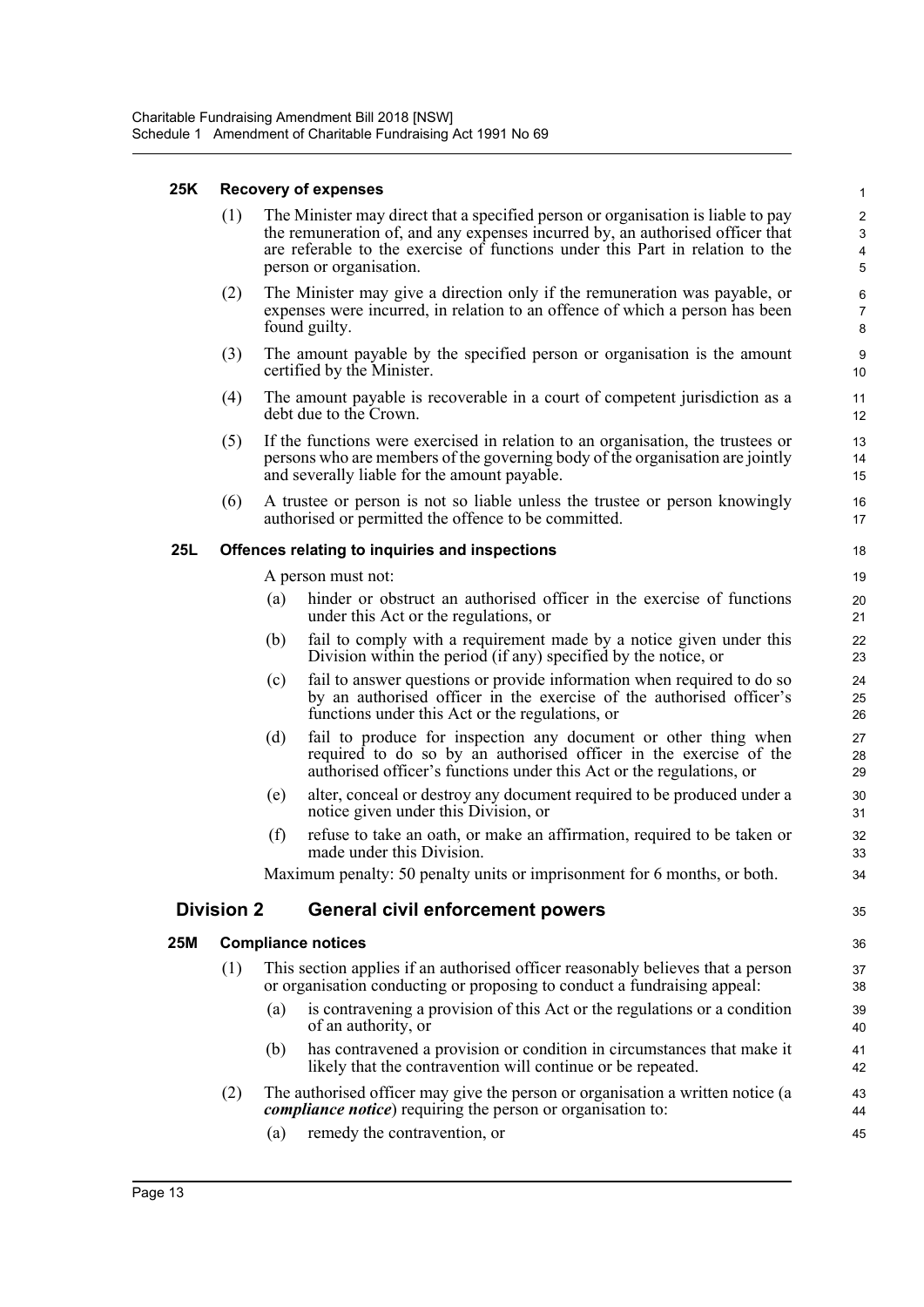#### 25K Recovery of expenses

(1) The Minister may direct that a specified person or organisation is liable to pay the remuneration of, and any expenses incurred by, an authorised officer that are referable to the exercise of functions under this Part in relation to the person or organisation.

(2) The Minister may give a direction only if the remuneration was payable, or expenses were incurred, in relation to an offence of which a person has been found guilty.

(3) The amount payable by the specified person or organisation is the amount certified by the Minister.

(4) The amount payable is recoverable in a court of competent jurisdiction as a debt due to the Crown.

(5) If the functions were exercised in relation to an organisation, the trustees or persons who are members of the governing body of the organisation are jointly and severally liable for the amount payable.

(6) A trustee or person is not so liable unless the trustee or person knowingly authorised or permitted the offence to be committed.

#### 25L Offences relating to inquiries and inspections

A person must not:

(a) hinder or obstruct an authorised officer in the exercise of functions under this Act or the regulations, or

(b) fail to comply with a requirement made by a notice given under this Division within the period (if any) specified by the notice, or

(c) fail to answer questions or provide information when required to do so by an authorised officer in the exercise of the authorised officer's functions under this Act or the regulations, or

(d) fail to produce for inspection any document or other thing when required to do so by an authorised officer in the exercise of the authorised officer's functions under this Act or the regulations, or

(e) alter, conceal or destroy any document required to be produced under a notice given under this Division, or

(f) refuse to take an oath, or make an affirmation, required to be taken or made under this Division.

Maximum penalty: 50 penalty units or imprisonment for 6 months, or both.

### Division 2 General civil enforcement powers

#### 25M Compliance notices

(1) This section applies if an authorised officer reasonably believes that a person or organisation conducting or proposing to conduct a fundraising appeal:

(a) is contravening a provision of this Act or the regulations or a condition of an authority, or

(b) has contravened a provision or condition in circumstances that make it likely that the contravention will continue or be repeated.

(2) The authorised officer may give the person or organisation a written notice (a ***compliance notice***) requiring the person or organisation to:

(a) remedy the contravention, or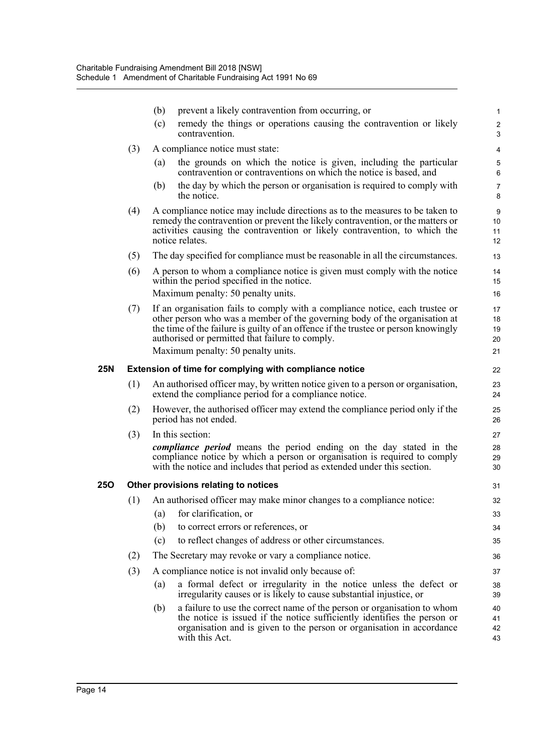(b) prevent a likely contravention from occurring, or

(c) remedy the things or operations causing the contravention or likely contravention.

(3) A compliance notice must state:

(a) the grounds on which the notice is given, including the particular contravention or contraventions on which the notice is based, and

(b) the day by which the person or organisation is required to comply with the notice.

(4) A compliance notice may include directions as to the measures to be taken to remedy the contravention or prevent the likely contravention, or the matters or activities causing the contravention or likely contravention, to which the notice relates.

(5) The day specified for compliance must be reasonable in all the circumstances.

(6) A person to whom a compliance notice is given must comply with the notice within the period specified in the notice.

Maximum penalty: 50 penalty units.

(7) If an organisation fails to comply with a compliance notice, each trustee or other person who was a member of the governing body of the organisation at the time of the failure is guilty of an offence if the trustee or person knowingly authorised or permitted that failure to comply.

Maximum penalty: 50 penalty units.

### 25N Extension of time for complying with compliance notice

(1) An authorised officer may, by written notice given to a person or organisation, extend the compliance period for a compliance notice.

(2) However, the authorised officer may extend the compliance period only if the period has not ended.

(3) In this section:

***compliance period*** means the period ending on the day stated in the compliance notice by which a person or organisation is required to comply with the notice and includes that period as extended under this section.

### 25O Other provisions relating to notices

(1) An authorised officer may make minor changes to a compliance notice:

(a) for clarification, or

(b) to correct errors or references, or

(c) to reflect changes of address or other circumstances.

(2) The Secretary may revoke or vary a compliance notice.

(3) A compliance notice is not invalid only because of:

(a) a formal defect or irregularity in the notice unless the defect or irregularity causes or is likely to cause substantial injustice, or

(b) a failure to use the correct name of the person or organisation to whom the notice is issued if the notice sufficiently identifies the person or organisation and is given to the person or organisation in accordance with this Act.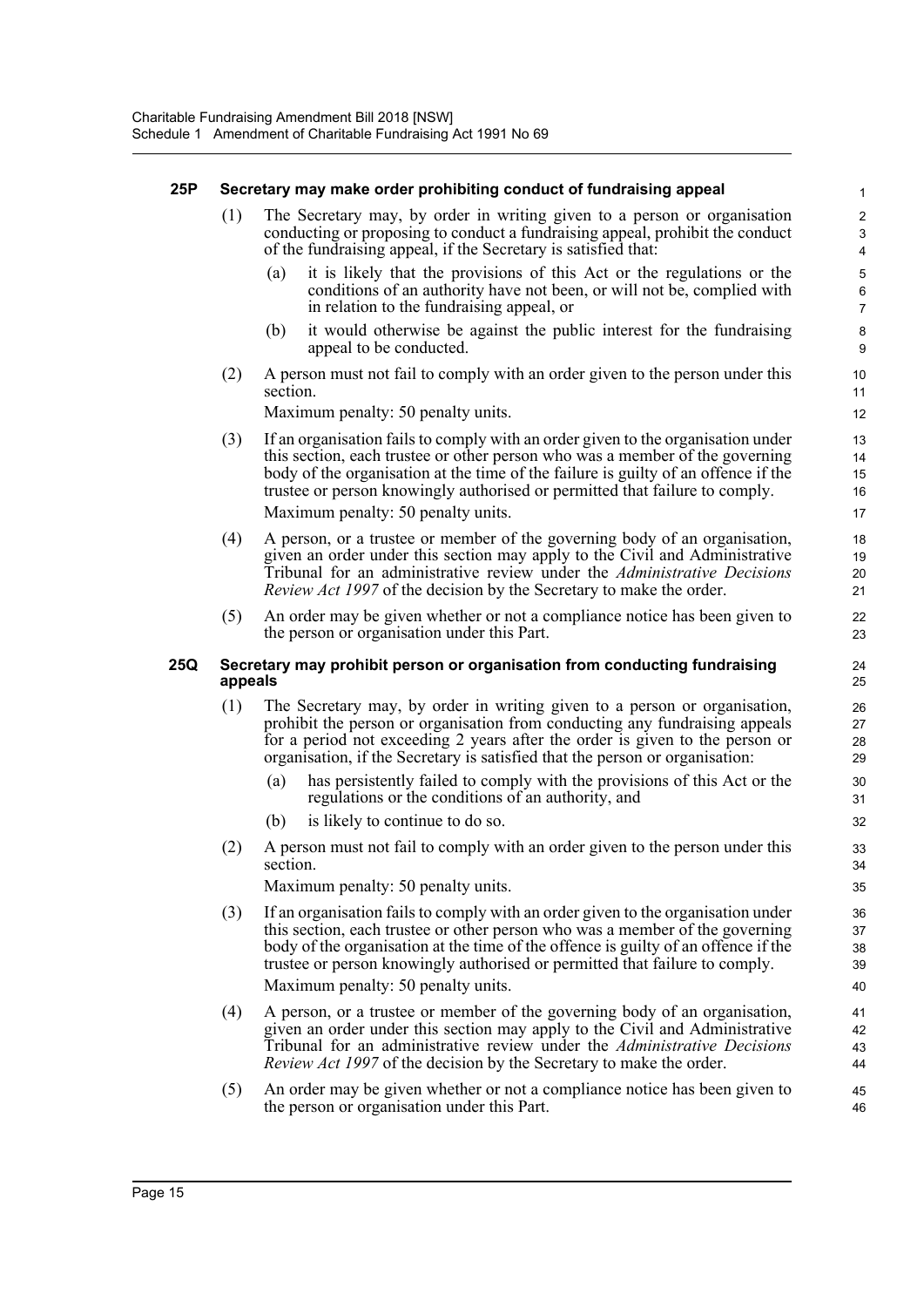### 25P Secretary may make order prohibiting conduct of fundraising appeal

(1) The Secretary may, by order in writing given to a person or organisation conducting or proposing to conduct a fundraising appeal, prohibit the conduct of the fundraising appeal, if the Secretary is satisfied that:

(a) it is likely that the provisions of this Act or the regulations or the conditions of an authority have not been, or will not be, complied with in relation to the fundraising appeal, or

(b) it would otherwise be against the public interest for the fundraising appeal to be conducted.

(2) A person must not fail to comply with an order given to the person under this section.

Maximum penalty: 50 penalty units.

(3) If an organisation fails to comply with an order given to the organisation under this section, each trustee or other person who was a member of the governing body of the organisation at the time of the failure is guilty of an offence if the trustee or person knowingly authorised or permitted that failure to comply.

Maximum penalty: 50 penalty units.

(4) A person, or a trustee or member of the governing body of an organisation, given an order under this section may apply to the Civil and Administrative Tribunal for an administrative review under the *Administrative Decisions Review Act 1997* of the decision by the Secretary to make the order.

(5) An order may be given whether or not a compliance notice has been given to the person or organisation under this Part.

### 25Q Secretary may prohibit person or organisation from conducting fundraising appeals

(1) The Secretary may, by order in writing given to a person or organisation, prohibit the person or organisation from conducting any fundraising appeals for a period not exceeding 2 years after the order is given to the person or organisation, if the Secretary is satisfied that the person or organisation:

(a) has persistently failed to comply with the provisions of this Act or the regulations or the conditions of an authority, and

(b) is likely to continue to do so.

(2) A person must not fail to comply with an order given to the person under this section.

Maximum penalty: 50 penalty units.

(3) If an organisation fails to comply with an order given to the organisation under this section, each trustee or other person who was a member of the governing body of the organisation at the time of the offence is guilty of an offence if the trustee or person knowingly authorised or permitted that failure to comply.

Maximum penalty: 50 penalty units.

(4) A person, or a trustee or member of the governing body of an organisation, given an order under this section may apply to the Civil and Administrative Tribunal for an administrative review under the *Administrative Decisions Review Act 1997* of the decision by the Secretary to make the order.

(5) An order may be given whether or not a compliance notice has been given to the person or organisation under this Part.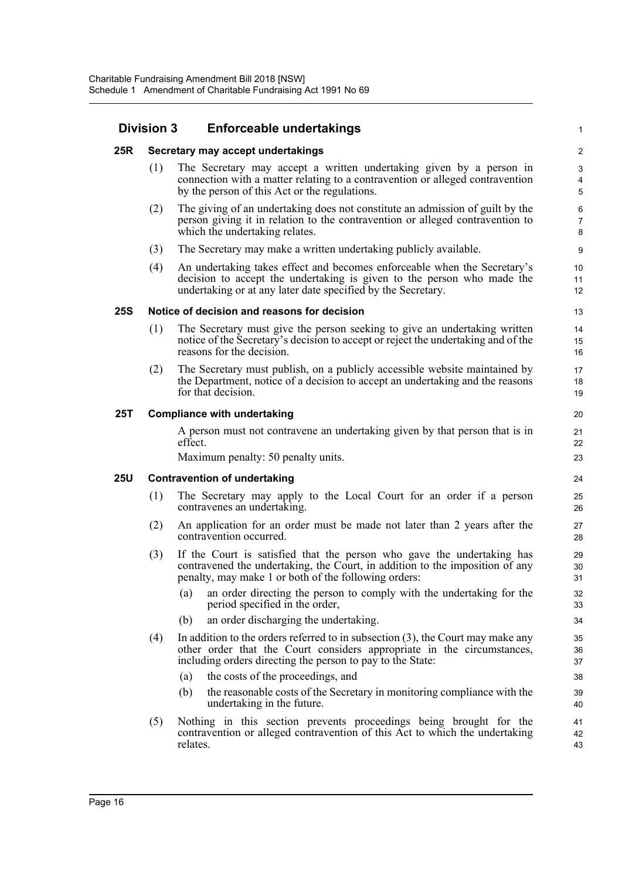## Division 3 Enforceable undertakings

### 25R Secretary may accept undertakings

(1) The Secretary may accept a written undertaking given by a person in connection with a matter relating to a contravention or alleged contravention by the person of this Act or the regulations.

(2) The giving of an undertaking does not constitute an admission of guilt by the person giving it in relation to the contravention or alleged contravention to which the undertaking relates.

(3) The Secretary may make a written undertaking publicly available.

(4) An undertaking takes effect and becomes enforceable when the Secretary's decision to accept the undertaking is given to the person who made the undertaking or at any later date specified by the Secretary.

### 25S Notice of decision and reasons for decision

(1) The Secretary must give the person seeking to give an undertaking written notice of the Secretary's decision to accept or reject the undertaking and of the reasons for the decision.

(2) The Secretary must publish, on a publicly accessible website maintained by the Department, notice of a decision to accept an undertaking and the reasons for that decision.

### 25T Compliance with undertaking

A person must not contravene an undertaking given by that person that is in effect.

Maximum penalty: 50 penalty units.

### 25U Contravention of undertaking

(1) The Secretary may apply to the Local Court for an order if a person contravenes an undertaking.

(2) An application for an order must be made not later than 2 years after the contravention occurred.

(3) If the Court is satisfied that the person who gave the undertaking has contravened the undertaking, the Court, in addition to the imposition of any penalty, may make 1 or both of the following orders:

(a) an order directing the person to comply with the undertaking for the period specified in the order,

(b) an order discharging the undertaking.

(4) In addition to the orders referred to in subsection (3), the Court may make any other order that the Court considers appropriate in the circumstances, including orders directing the person to pay to the State:

(a) the costs of the proceedings, and

(b) the reasonable costs of the Secretary in monitoring compliance with the undertaking in the future.

(5) Nothing in this section prevents proceedings being brought for the contravention or alleged contravention of this Act to which the undertaking relates.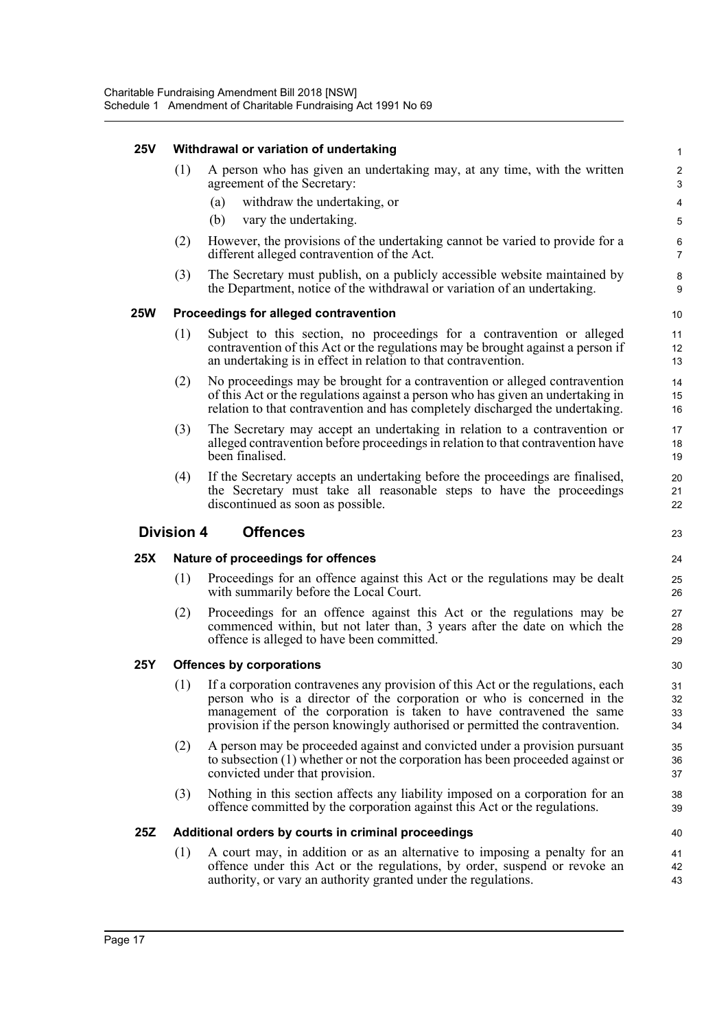**25V Withdrawal or variation of undertaking**

(1) A person who has given an undertaking may, at any time, with the written agreement of the Secretary:

(a) withdraw the undertaking, or

(b) vary the undertaking.

(2) However, the provisions of the undertaking cannot be varied to provide for a different alleged contravention of the Act.

(3) The Secretary must publish, on a publicly accessible website maintained by the Department, notice of the withdrawal or variation of an undertaking.

**25W Proceedings for alleged contravention**

(1) Subject to this section, no proceedings for a contravention or alleged contravention of this Act or the regulations may be brought against a person if an undertaking is in effect in relation to that contravention.

(2) No proceedings may be brought for a contravention or alleged contravention of this Act or the regulations against a person who has given an undertaking in relation to that contravention and has completely discharged the undertaking.

(3) The Secretary may accept an undertaking in relation to a contravention or alleged contravention before proceedings in relation to that contravention have been finalised.

(4) If the Secretary accepts an undertaking before the proceedings are finalised, the Secretary must take all reasonable steps to have the proceedings discontinued as soon as possible.

## Division 4 Offences

**25X Nature of proceedings for offences**

(1) Proceedings for an offence against this Act or the regulations may be dealt with summarily before the Local Court.

(2) Proceedings for an offence against this Act or the regulations may be commenced within, but not later than, 3 years after the date on which the offence is alleged to have been committed.

**25Y Offences by corporations**

(1) If a corporation contravenes any provision of this Act or the regulations, each person who is a director of the corporation or who is concerned in the management of the corporation is taken to have contravened the same provision if the person knowingly authorised or permitted the contravention.

(2) A person may be proceeded against and convicted under a provision pursuant to subsection (1) whether or not the corporation has been proceeded against or convicted under that provision.

(3) Nothing in this section affects any liability imposed on a corporation for an offence committed by the corporation against this Act or the regulations.

**25Z Additional orders by courts in criminal proceedings**

(1) A court may, in addition or as an alternative to imposing a penalty for an offence under this Act or the regulations, by order, suspend or revoke an authority, or vary an authority granted under the regulations.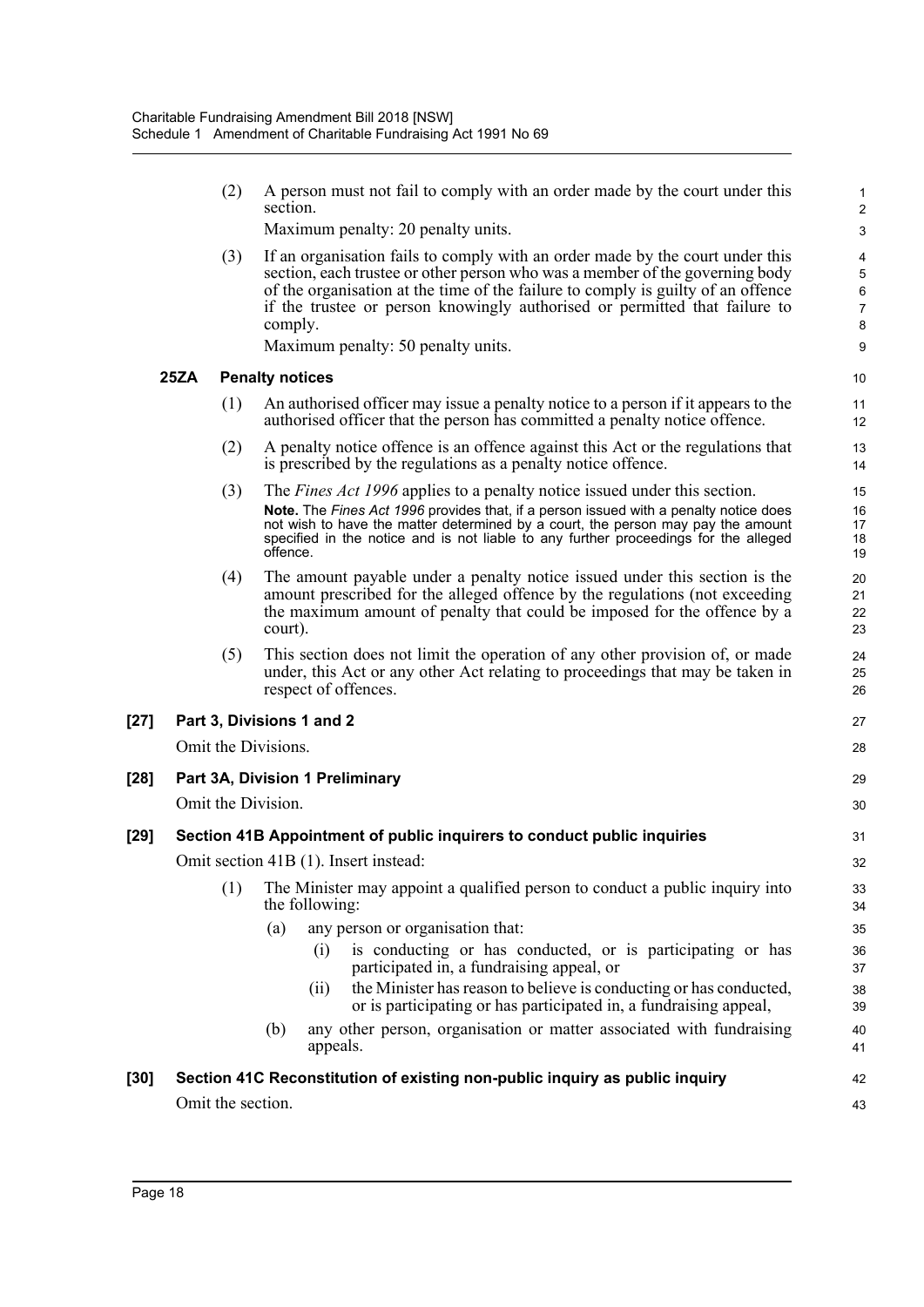(2) A person must not fail to comply with an order made by the court under this section.

Maximum penalty: 20 penalty units.

(3) If an organisation fails to comply with an order made by the court under this section, each trustee or other person who was a member of the governing body of the organisation at the time of the failure to comply is guilty of an offence if the trustee or person knowingly authorised or permitted that failure to comply.

Maximum penalty: 50 penalty units.

**25ZA Penalty notices**

(1) An authorised officer may issue a penalty notice to a person if it appears to the authorised officer that the person has committed a penalty notice offence.

(2) A penalty notice offence is an offence against this Act or the regulations that is prescribed by the regulations as a penalty notice offence.

(3) The *Fines Act 1996* applies to a penalty notice issued under this section.

**Note.** The *Fines Act 1996* provides that, if a person issued with a penalty notice does not wish to have the matter determined by a court, the person may pay the amount specified in the notice and is not liable to any further proceedings for the alleged offence.

(4) The amount payable under a penalty notice issued under this section is the amount prescribed for the alleged offence by the regulations (not exceeding the maximum amount of penalty that could be imposed for the offence by a court).

(5) This section does not limit the operation of any other provision of, or made under, this Act or any other Act relating to proceedings that may be taken in respect of offences.

**[27] Part 3, Divisions 1 and 2**

Omit the Divisions.

**[28] Part 3A, Division 1 Preliminary**

Omit the Division.

**[29] Section 41B Appointment of public inquirers to conduct public inquiries**

Omit section 41B (1). Insert instead:

(1) The Minister may appoint a qualified person to conduct a public inquiry into the following:

(a) any person or organisation that:

(i) is conducting or has conducted, or is participating or has participated in, a fundraising appeal, or

(ii) the Minister has reason to believe is conducting or has conducted, or is participating or has participated in, a fundraising appeal,

(b) any other person, organisation or matter associated with fundraising appeals.

**[30] Section 41C Reconstitution of existing non-public inquiry as public inquiry**

Omit the section.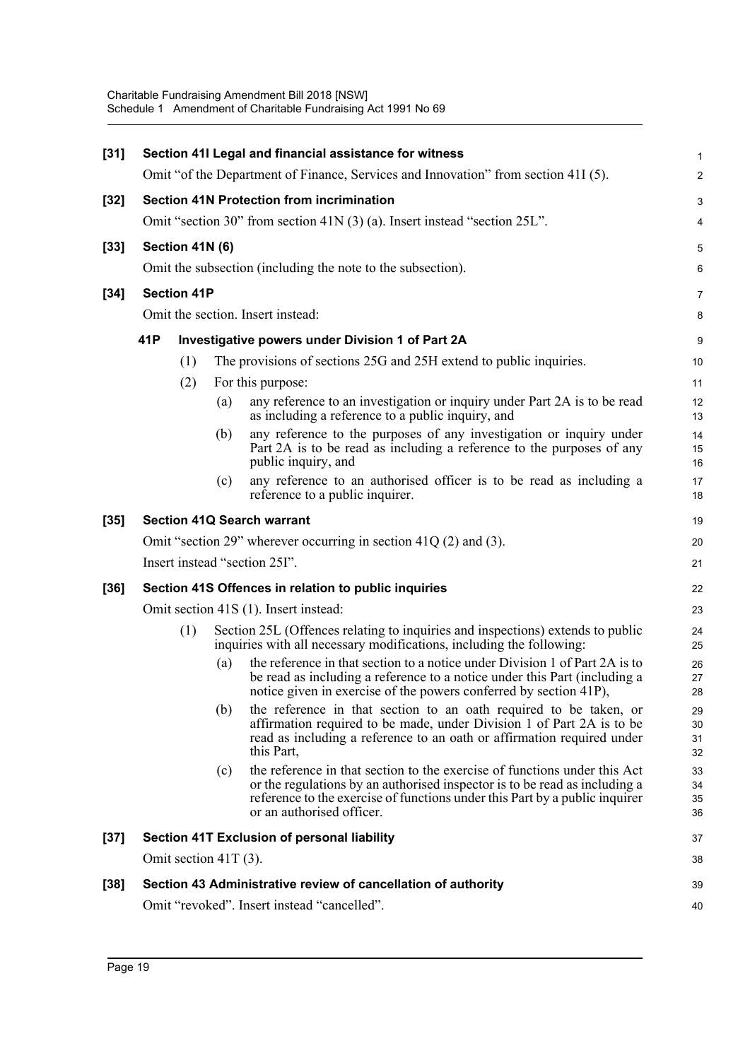**[31] Section 41I Legal and financial assistance for witness**

Omit "of the Department of Finance, Services and Innovation" from section 41I (5).

**[32] Section 41N Protection from incrimination**

Omit "section 30" from section 41N (3) (a). Insert instead "section 25L".

**[33] Section 41N (6)**

Omit the subsection (including the note to the subsection).

**[34] Section 41P**

Omit the section. Insert instead:

**41P Investigative powers under Division 1 of Part 2A**

(1) The provisions of sections 25G and 25H extend to public inquiries.

(2) For this purpose:

(a) any reference to an investigation or inquiry under Part 2A is to be read as including a reference to a public inquiry, and

(b) any reference to the purposes of any investigation or inquiry under Part 2A is to be read as including a reference to the purposes of any public inquiry, and

(c) any reference to an authorised officer is to be read as including a reference to a public inquirer.

**[35] Section 41Q Search warrant**

Omit "section 29" wherever occurring in section 41Q (2) and (3).

Insert instead "section 25I".

**[36] Section 41S Offences in relation to public inquiries**

Omit section 41S (1). Insert instead:

(1) Section 25L (Offences relating to inquiries and inspections) extends to public inquiries with all necessary modifications, including the following:

(a) the reference in that section to a notice under Division 1 of Part 2A is to be read as including a reference to a notice under this Part (including a notice given in exercise of the powers conferred by section 41P),

(b) the reference in that section to an oath required to be taken, or affirmation required to be made, under Division 1 of Part 2A is to be read as including a reference to an oath or affirmation required under this Part,

(c) the reference in that section to the exercise of functions under this Act or the regulations by an authorised inspector is to be read as including a reference to the exercise of functions under this Part by a public inquirer or an authorised officer.

**[37] Section 41T Exclusion of personal liability**

Omit section 41T (3).

**[38] Section 43 Administrative review of cancellation of authority**

Omit "revoked". Insert instead "cancelled".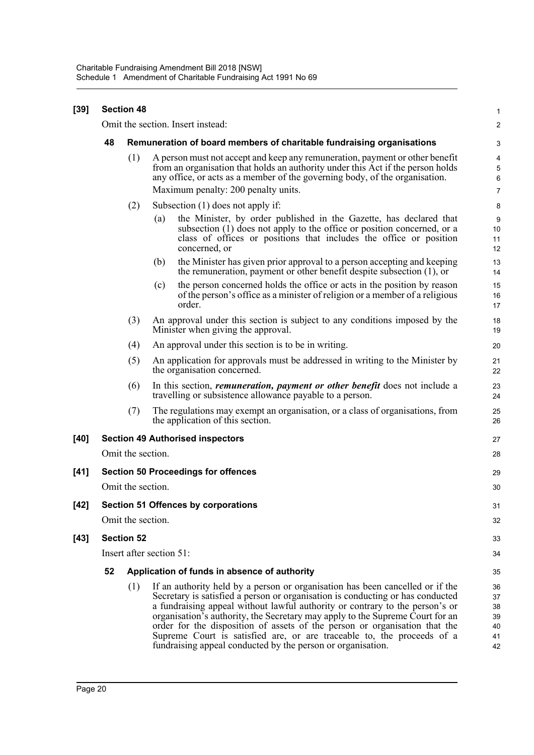**[39] Section 48**

Omit the section. Insert instead:

**48 Remuneration of board members of charitable fundraising organisations**

(1) A person must not accept and keep any remuneration, payment or other benefit from an organisation that holds an authority under this Act if the person holds any office, or acts as a member of the governing body, of the organisation.

Maximum penalty: 200 penalty units.

(2) Subsection (1) does not apply if:

(a) the Minister, by order published in the Gazette, has declared that subsection (1) does not apply to the office or position concerned, or a class of offices or positions that includes the office or position concerned, or

(b) the Minister has given prior approval to a person accepting and keeping the remuneration, payment or other benefit despite subsection (1), or

(c) the person concerned holds the office or acts in the position by reason of the person's office as a minister of religion or a member of a religious order.

(3) An approval under this section is subject to any conditions imposed by the Minister when giving the approval.

(4) An approval under this section is to be in writing.

(5) An application for approvals must be addressed in writing to the Minister by the organisation concerned.

(6) In this section, ***remuneration, payment or other benefit*** does not include a travelling or subsistence allowance payable to a person.

(7) The regulations may exempt an organisation, or a class of organisations, from the application of this section.

**[40] Section 49 Authorised inspectors**

Omit the section.

**[41] Section 50 Proceedings for offences**

Omit the section.

**[42] Section 51 Offences by corporations**

Omit the section.

**[43] Section 52**

Insert after section 51:

**52 Application of funds in absence of authority**

(1) If an authority held by a person or organisation has been cancelled or if the Secretary is satisfied a person or organisation is conducting or has conducted a fundraising appeal without lawful authority or contrary to the person's or organisation's authority, the Secretary may apply to the Supreme Court for an order for the disposition of assets of the person or organisation that the Supreme Court is satisfied are, or are traceable to, the proceeds of a fundraising appeal conducted by the person or organisation.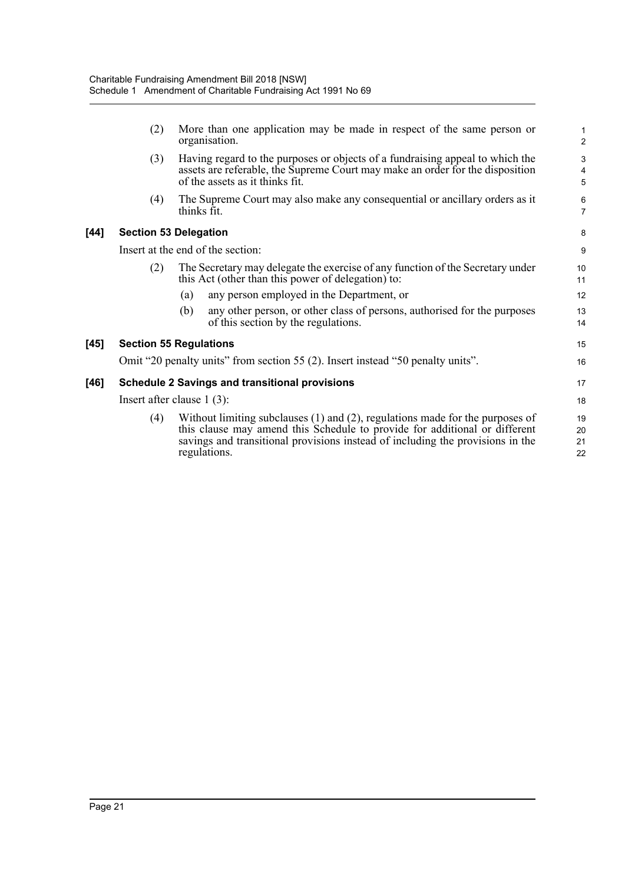(2) More than one application may be made in respect of the same person or organisation.

(3) Having regard to the purposes or objects of a fundraising appeal to which the assets are referable, the Supreme Court may make an order for the disposition of the assets as it thinks fit.

(4) The Supreme Court may also make any consequential or ancillary orders as it thinks fit.

### [44] Section 53 Delegation

Insert at the end of the section:

(2) The Secretary may delegate the exercise of any function of the Secretary under this Act (other than this power of delegation) to:

- (a) any person employed in the Department, or
- (b) any other person, or other class of persons, authorised for the purposes of this section by the regulations.

### [45] Section 55 Regulations

Omit "20 penalty units" from section 55 (2). Insert instead "50 penalty units".

### [46] Schedule 2 Savings and transitional provisions

Insert after clause 1 (3):

(4) Without limiting subclauses (1) and (2), regulations made for the purposes of this clause may amend this Schedule to provide for additional or different savings and transitional provisions instead of including the provisions in the regulations.